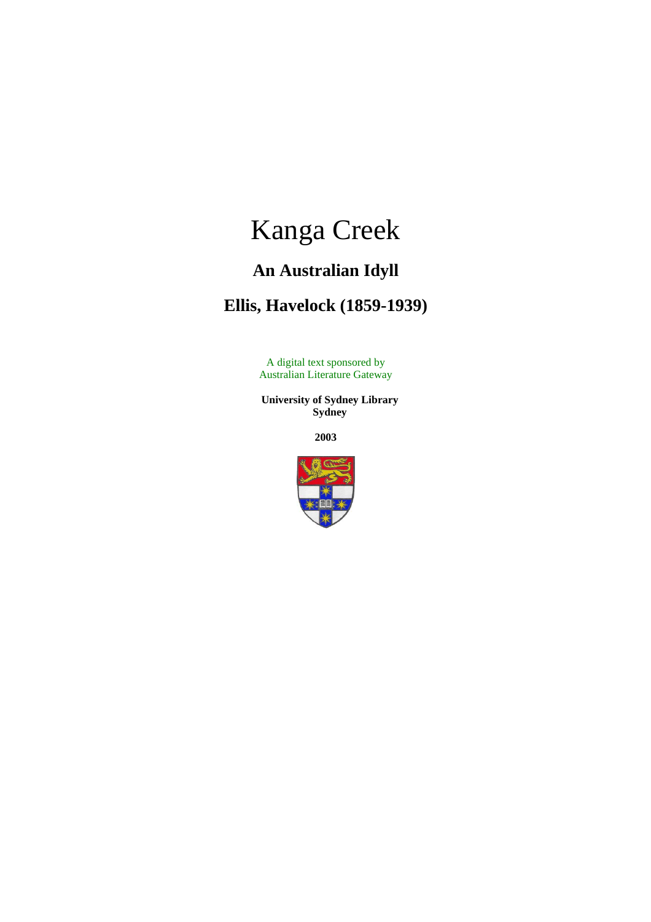# Kanga Creek

## An Australian Idyll

## Ellis, Havelock (1859-1939)

A digital text sponsored by
Australian Literature Gateway

**University of Sydney Library**
**Sydney**

**2003**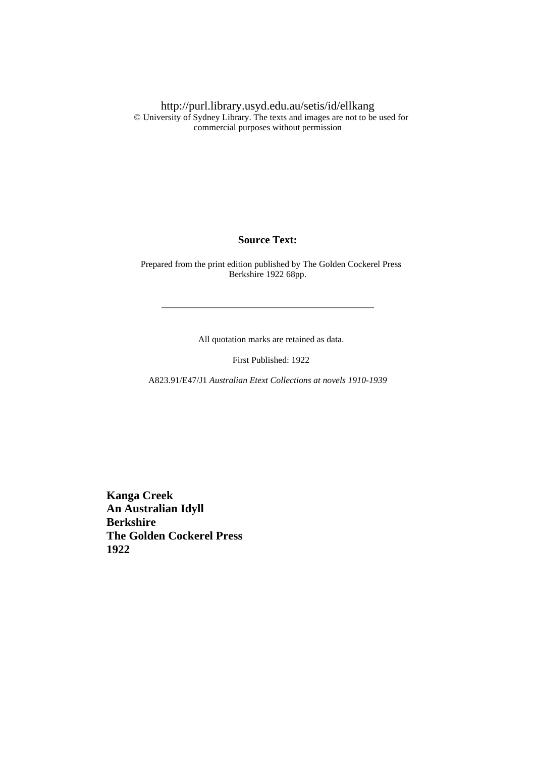http://purl.library.usyd.edu.au/setis/id/ellkang
© University of Sydney Library. The texts and images are not to be used for commercial purposes without permission

**Source Text:**

Prepared from the print edition published by The Golden Cockerel Press Berkshire 1922 68pp.

---

All quotation marks are retained as data.

First Published: 1922

A823.91/E47/J1 *Australian Etext Collections at novels 1910-1939*

**Kanga Creek**
**An Australian Idyll**
**Berkshire**
**The Golden Cockerel Press**
**1922**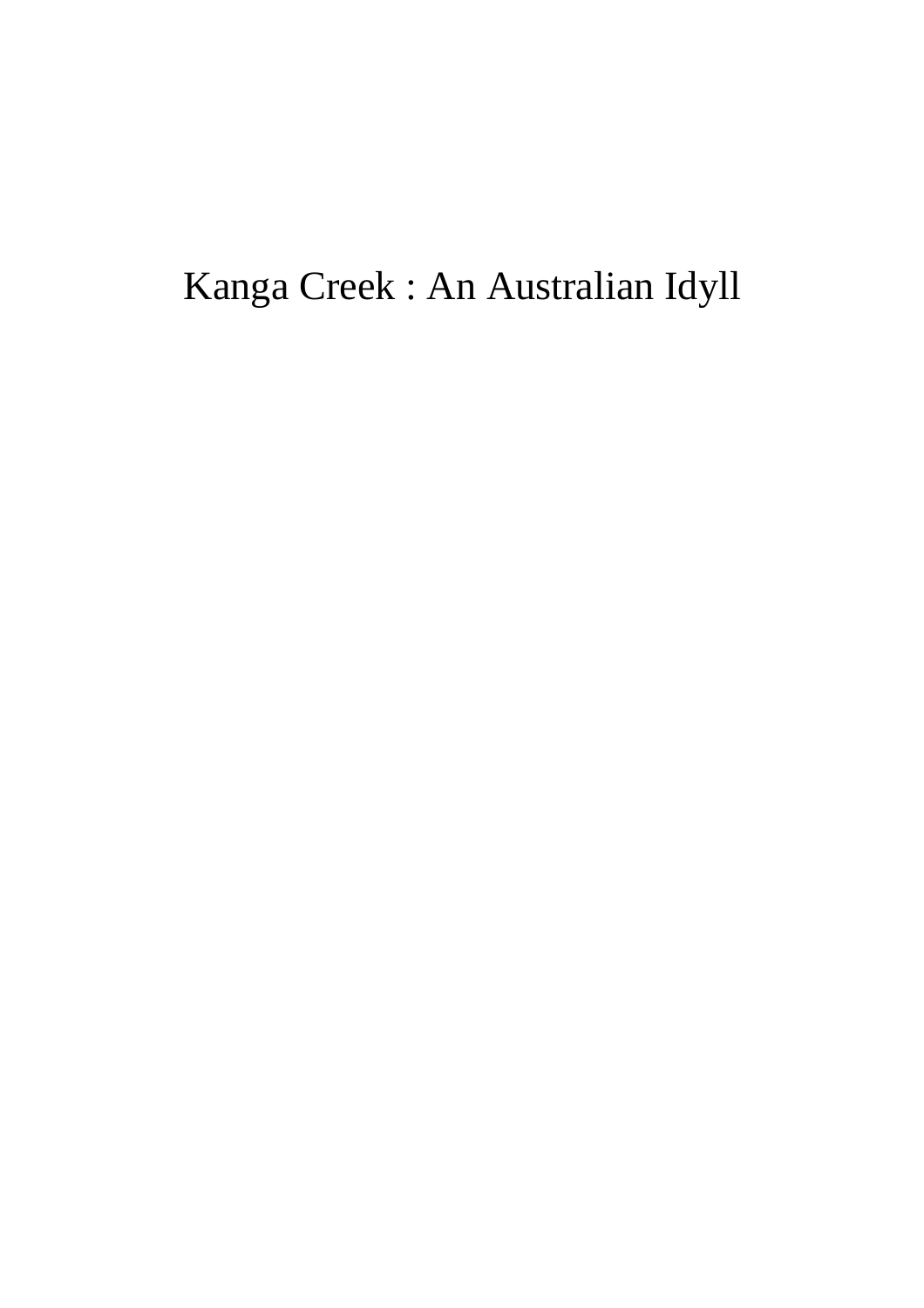# Kanga Creek : An Australian Idyll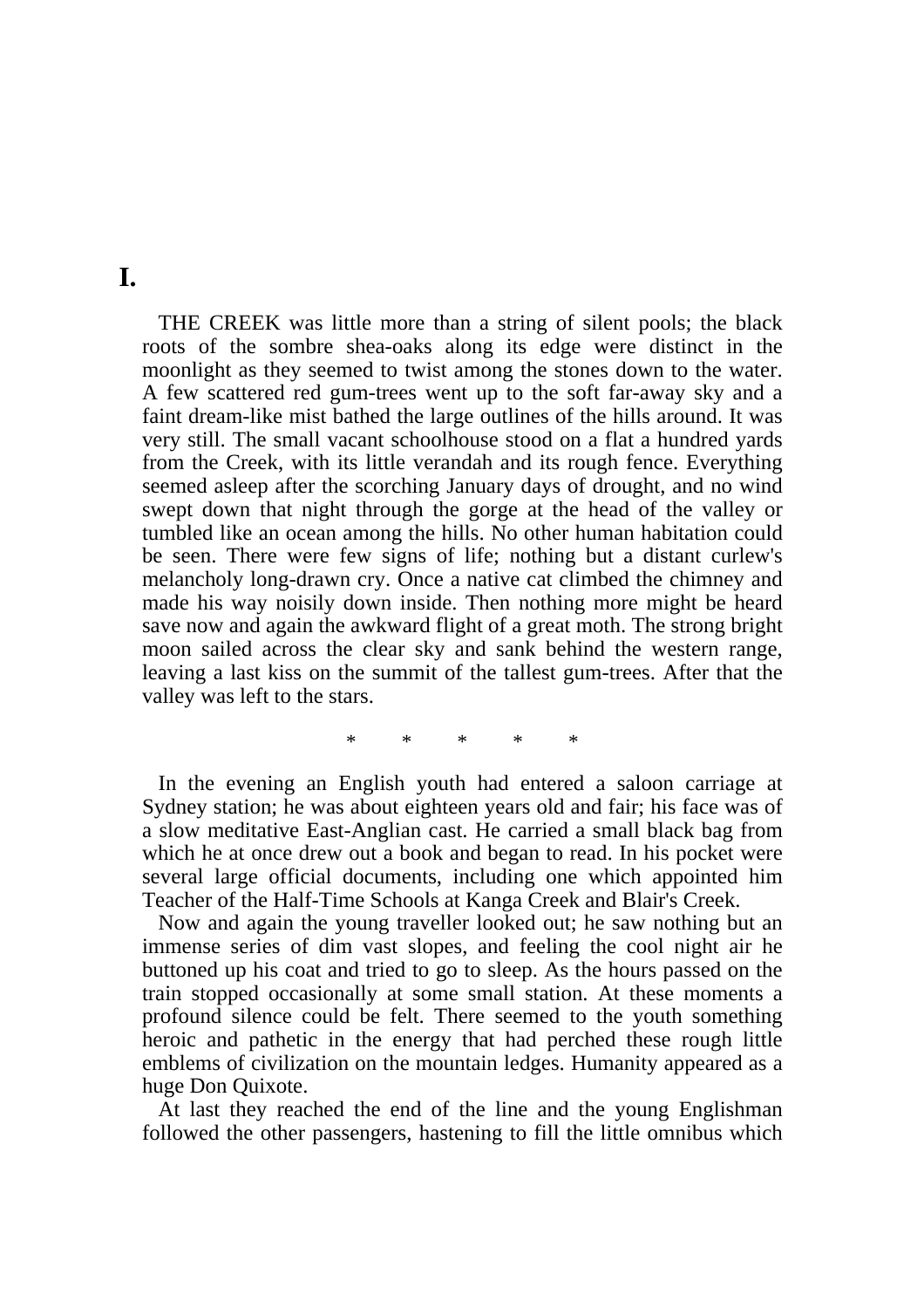# I.

THE CREEK was little more than a string of silent pools; the black roots of the sombre shea-oaks along its edge were distinct in the moonlight as they seemed to twist among the stones down to the water. A few scattered red gum-trees went up to the soft far-away sky and a faint dream-like mist bathed the large outlines of the hills around. It was very still. The small vacant schoolhouse stood on a flat a hundred yards from the Creek, with its little verandah and its rough fence. Everything seemed asleep after the scorching January days of drought, and no wind swept down that night through the gorge at the head of the valley or tumbled like an ocean among the hills. No other human habitation could be seen. There were few signs of life; nothing but a distant curlew's melancholy long-drawn cry. Once a native cat climbed the chimney and made his way noisily down inside. Then nothing more might be heard save now and again the awkward flight of a great moth. The strong bright moon sailed across the clear sky and sank behind the western range, leaving a last kiss on the summit of the tallest gum-trees. After that the valley was left to the stars.

\* \* \* \* \*

In the evening an English youth had entered a saloon carriage at Sydney station; he was about eighteen years old and fair; his face was of a slow meditative East-Anglian cast. He carried a small black bag from which he at once drew out a book and began to read. In his pocket were several large official documents, including one which appointed him Teacher of the Half-Time Schools at Kanga Creek and Blair's Creek.

Now and again the young traveller looked out; he saw nothing but an immense series of dim vast slopes, and feeling the cool night air he buttoned up his coat and tried to go to sleep. As the hours passed on the train stopped occasionally at some small station. At these moments a profound silence could be felt. There seemed to the youth something heroic and pathetic in the energy that had perched these rough little emblems of civilization on the mountain ledges. Humanity appeared as a huge Don Quixote.

At last they reached the end of the line and the young Englishman followed the other passengers, hastening to fill the little omnibus which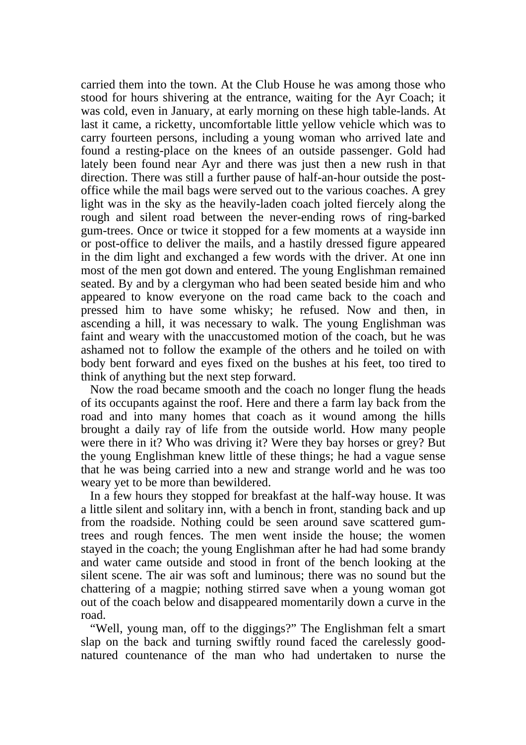carried them into the town. At the Club House he was among those who stood for hours shivering at the entrance, waiting for the Ayr Coach; it was cold, even in January, at early morning on these high table-lands. At last it came, a ricketty, uncomfortable little yellow vehicle which was to carry fourteen persons, including a young woman who arrived late and found a resting-place on the knees of an outside passenger. Gold had lately been found near Ayr and there was just then a new rush in that direction. There was still a further pause of half-an-hour outside the post-office while the mail bags were served out to the various coaches. A grey light was in the sky as the heavily-laden coach jolted fiercely along the rough and silent road between the never-ending rows of ring-barked gum-trees. Once or twice it stopped for a few moments at a wayside inn or post-office to deliver the mails, and a hastily dressed figure appeared in the dim light and exchanged a few words with the driver. At one inn most of the men got down and entered. The young Englishman remained seated. By and by a clergyman who had been seated beside him and who appeared to know everyone on the road came back to the coach and pressed him to have some whisky; he refused. Now and then, in ascending a hill, it was necessary to walk. The young Englishman was faint and weary with the unaccustomed motion of the coach, but he was ashamed not to follow the example of the others and he toiled on with body bent forward and eyes fixed on the bushes at his feet, too tired to think of anything but the next step forward.

Now the road became smooth and the coach no longer flung the heads of its occupants against the roof. Here and there a farm lay back from the road and into many homes that coach as it wound among the hills brought a daily ray of life from the outside world. How many people were there in it? Who was driving it? Were they bay horses or grey? But the young Englishman knew little of these things; he had a vague sense that he was being carried into a new and strange world and he was too weary yet to be more than bewildered.

In a few hours they stopped for breakfast at the half-way house. It was a little silent and solitary inn, with a bench in front, standing back and up from the roadside. Nothing could be seen around save scattered gum-trees and rough fences. The men went inside the house; the women stayed in the coach; the young Englishman after he had had some brandy and water came outside and stood in front of the bench looking at the silent scene. The air was soft and luminous; there was no sound but the chattering of a magpie; nothing stirred save when a young woman got out of the coach below and disappeared momentarily down a curve in the road.

"Well, young man, off to the diggings?" The Englishman felt a smart slap on the back and turning swiftly round faced the carelessly good-natured countenance of the man who had undertaken to nurse the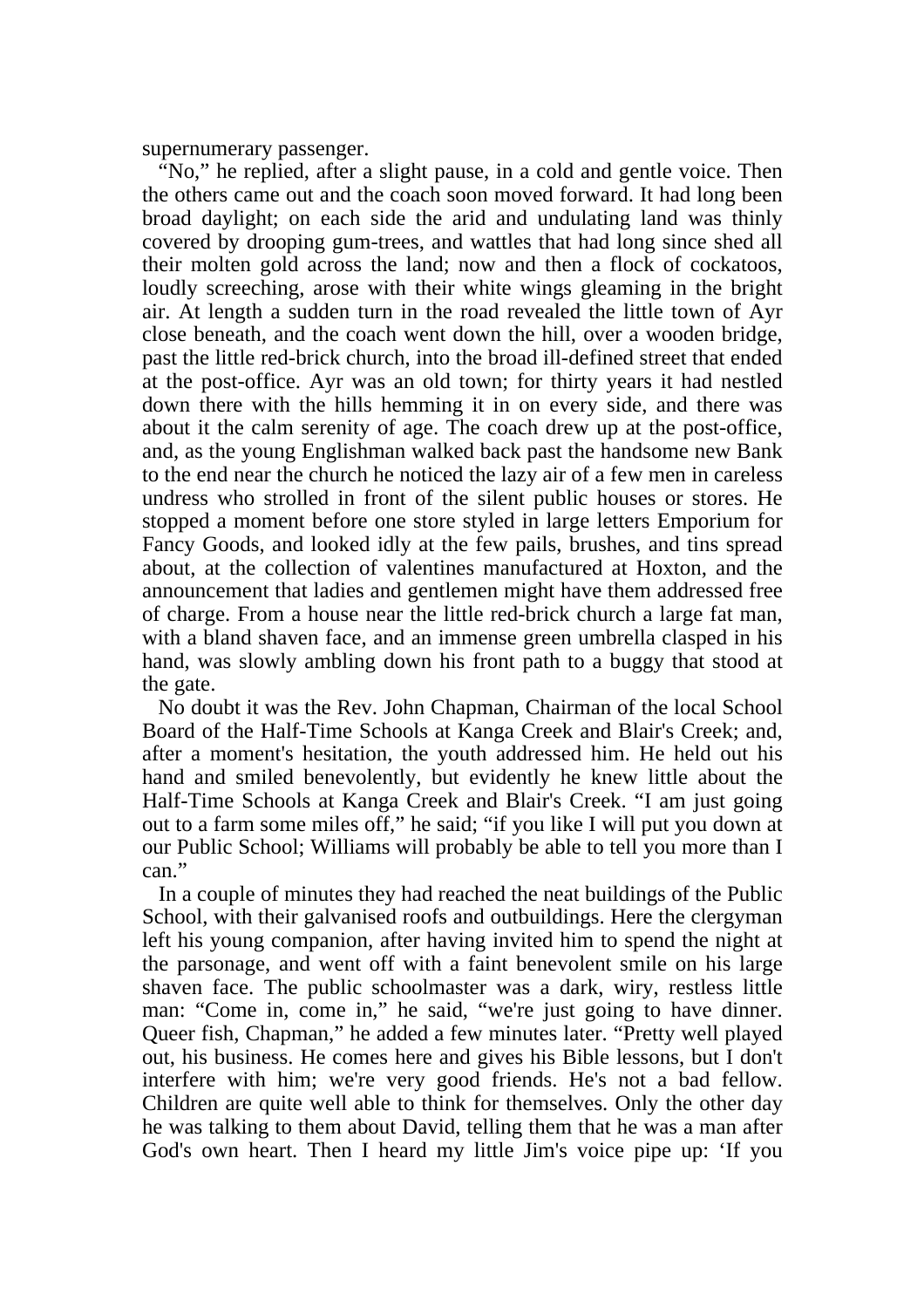supernumerary passenger.

"No," he replied, after a slight pause, in a cold and gentle voice. Then the others came out and the coach soon moved forward. It had long been broad daylight; on each side the arid and undulating land was thinly covered by drooping gum-trees, and wattles that had long since shed all their molten gold across the land; now and then a flock of cockatoos, loudly screeching, arose with their white wings gleaming in the bright air. At length a sudden turn in the road revealed the little town of Ayr close beneath, and the coach went down the hill, over a wooden bridge, past the little red-brick church, into the broad ill-defined street that ended at the post-office. Ayr was an old town; for thirty years it had nestled down there with the hills hemming it in on every side, and there was about it the calm serenity of age. The coach drew up at the post-office, and, as the young Englishman walked back past the handsome new Bank to the end near the church he noticed the lazy air of a few men in careless undress who strolled in front of the silent public houses or stores. He stopped a moment before one store styled in large letters Emporium for Fancy Goods, and looked idly at the few pails, brushes, and tins spread about, at the collection of valentines manufactured at Hoxton, and the announcement that ladies and gentlemen might have them addressed free of charge. From a house near the little red-brick church a large fat man, with a bland shaven face, and an immense green umbrella clasped in his hand, was slowly ambling down his front path to a buggy that stood at the gate.

No doubt it was the Rev. John Chapman, Chairman of the local School Board of the Half-Time Schools at Kanga Creek and Blair's Creek; and, after a moment's hesitation, the youth addressed him. He held out his hand and smiled benevolently, but evidently he knew little about the Half-Time Schools at Kanga Creek and Blair's Creek. "I am just going out to a farm some miles off," he said; "if you like I will put you down at our Public School; Williams will probably be able to tell you more than I can."

In a couple of minutes they had reached the neat buildings of the Public School, with their galvanised roofs and outbuildings. Here the clergyman left his young companion, after having invited him to spend the night at the parsonage, and went off with a faint benevolent smile on his large shaven face. The public schoolmaster was a dark, wiry, restless little man: "Come in, come in," he said, "we're just going to have dinner. Queer fish, Chapman," he added a few minutes later. "Pretty well played out, his business. He comes here and gives his Bible lessons, but I don't interfere with him; we're very good friends. He's not a bad fellow. Children are quite well able to think for themselves. Only the other day he was talking to them about David, telling them that he was a man after God's own heart. Then I heard my little Jim's voice pipe up: 'If you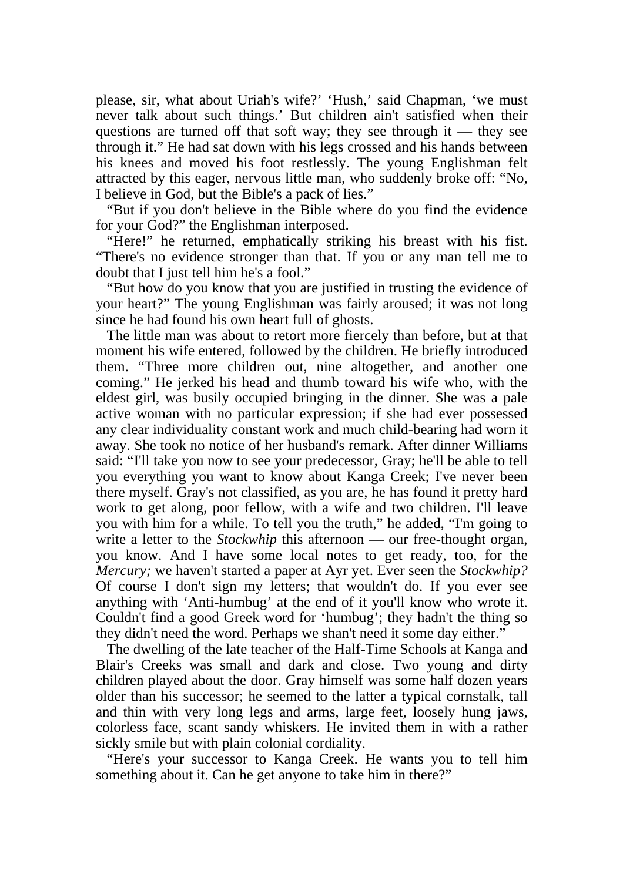please, sir, what about Uriah's wife?' 'Hush,' said Chapman, 'we must never talk about such things.' But children ain't satisfied when their questions are turned off that soft way; they see through it — they see through it." He had sat down with his legs crossed and his hands between his knees and moved his foot restlessly. The young Englishman felt attracted by this eager, nervous little man, who suddenly broke off: "No, I believe in God, but the Bible's a pack of lies."

"But if you don't believe in the Bible where do you find the evidence for your God?" the Englishman interposed.

"Here!" he returned, emphatically striking his breast with his fist. "There's no evidence stronger than that. If you or any man tell me to doubt that I just tell him he's a fool."

"But how do you know that you are justified in trusting the evidence of your heart?" The young Englishman was fairly aroused; it was not long since he had found his own heart full of ghosts.

The little man was about to retort more fiercely than before, but at that moment his wife entered, followed by the children. He briefly introduced them. "Three more children out, nine altogether, and another one coming." He jerked his head and thumb toward his wife who, with the eldest girl, was busily occupied bringing in the dinner. She was a pale active woman with no particular expression; if she had ever possessed any clear individuality constant work and much child-bearing had worn it away. She took no notice of her husband's remark. After dinner Williams said: "I'll take you now to see your predecessor, Gray; he'll be able to tell you everything you want to know about Kanga Creek; I've never been there myself. Gray's not classified, as you are, he has found it pretty hard work to get along, poor fellow, with a wife and two children. I'll leave you with him for a while. To tell you the truth," he added, "I'm going to write a letter to the *Stockwhip* this afternoon — our free-thought organ, you know. And I have some local notes to get ready, too, for the *Mercury;* we haven't started a paper at Ayr yet. Ever seen the *Stockwhip?* Of course I don't sign my letters; that wouldn't do. If you ever see anything with 'Anti-humbug' at the end of it you'll know who wrote it. Couldn't find a good Greek word for 'humbug'; they hadn't the thing so they didn't need the word. Perhaps we shan't need it some day either."

The dwelling of the late teacher of the Half-Time Schools at Kanga and Blair's Creeks was small and dark and close. Two young and dirty children played about the door. Gray himself was some half dozen years older than his successor; he seemed to the latter a typical cornstalk, tall and thin with very long legs and arms, large feet, loosely hung jaws, colorless face, scant sandy whiskers. He invited them in with a rather sickly smile but with plain colonial cordiality.

"Here's your successor to Kanga Creek. He wants you to tell him something about it. Can he get anyone to take him in there?"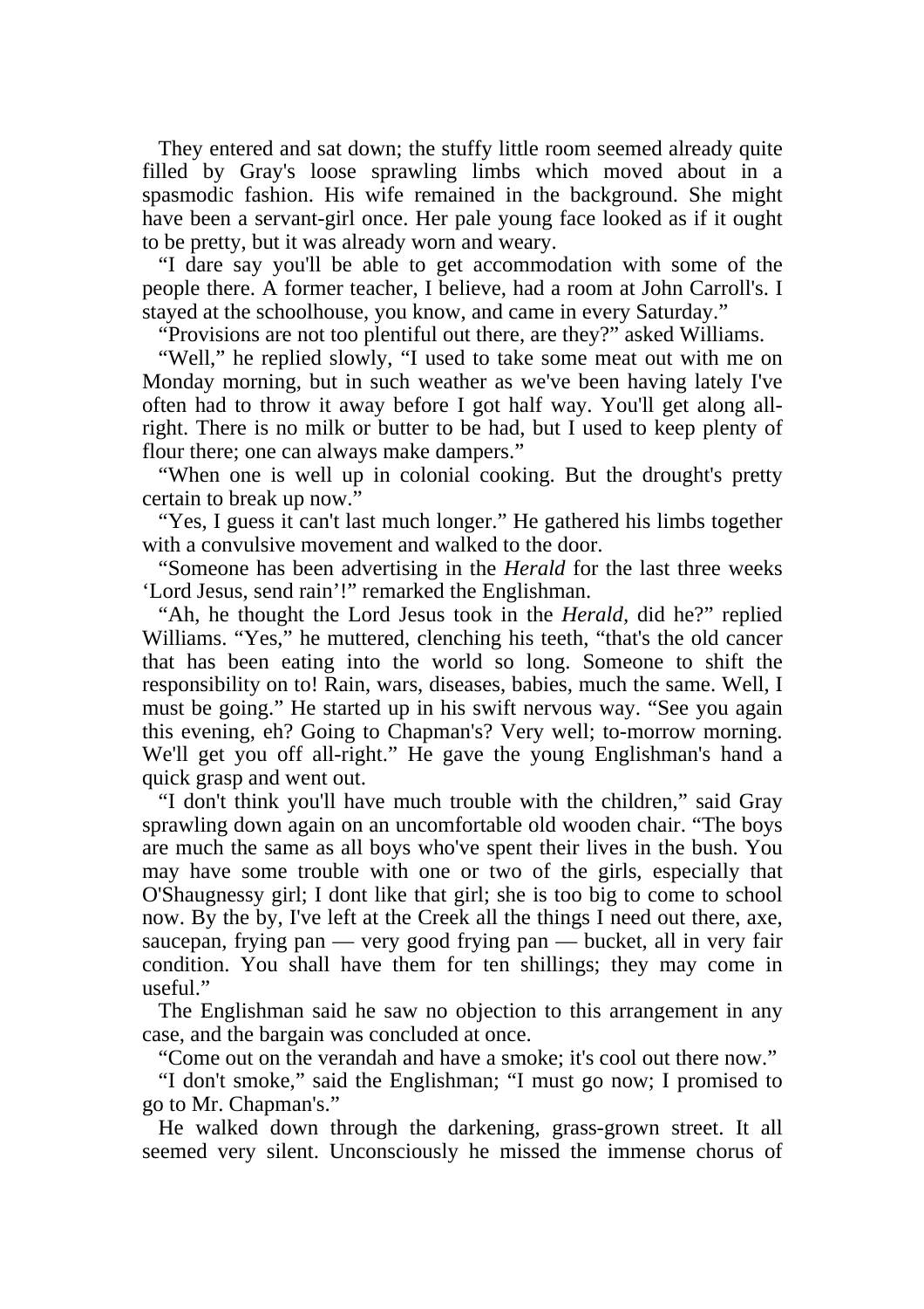They entered and sat down; the stuffy little room seemed already quite filled by Gray's loose sprawling limbs which moved about in a spasmodic fashion. His wife remained in the background. She might have been a servant-girl once. Her pale young face looked as if it ought to be pretty, but it was already worn and weary.

"I dare say you'll be able to get accommodation with some of the people there. A former teacher, I believe, had a room at John Carroll's. I stayed at the schoolhouse, you know, and came in every Saturday."

"Provisions are not too plentiful out there, are they?" asked Williams.

"Well," he replied slowly, "I used to take some meat out with me on Monday morning, but in such weather as we've been having lately I've often had to throw it away before I got half way. You'll get along all-right. There is no milk or butter to be had, but I used to keep plenty of flour there; one can always make dampers."

"When one is well up in colonial cooking. But the drought's pretty certain to break up now."

"Yes, I guess it can't last much longer." He gathered his limbs together with a convulsive movement and walked to the door.

"Someone has been advertising in the *Herald* for the last three weeks 'Lord Jesus, send rain'!" remarked the Englishman.

"Ah, he thought the Lord Jesus took in the *Herald*, did he?" replied Williams. "Yes," he muttered, clenching his teeth, "that's the old cancer that has been eating into the world so long. Someone to shift the responsibility on to! Rain, wars, diseases, babies, much the same. Well, I must be going." He started up in his swift nervous way. "See you again this evening, eh? Going to Chapman's? Very well; to-morrow morning. We'll get you off all-right." He gave the young Englishman's hand a quick grasp and went out.

"I don't think you'll have much trouble with the children," said Gray sprawling down again on an uncomfortable old wooden chair. "The boys are much the same as all boys who've spent their lives in the bush. You may have some trouble with one or two of the girls, especially that O'Shaugnessy girl; I dont like that girl; she is too big to come to school now. By the by, I've left at the Creek all the things I need out there, axe, saucepan, frying pan — very good frying pan — bucket, all in very fair condition. You shall have them for ten shillings; they may come in useful."

The Englishman said he saw no objection to this arrangement in any case, and the bargain was concluded at once.

"Come out on the verandah and have a smoke; it's cool out there now."

"I don't smoke," said the Englishman; "I must go now; I promised to go to Mr. Chapman's."

He walked down through the darkening, grass-grown street. It all seemed very silent. Unconsciously he missed the immense chorus of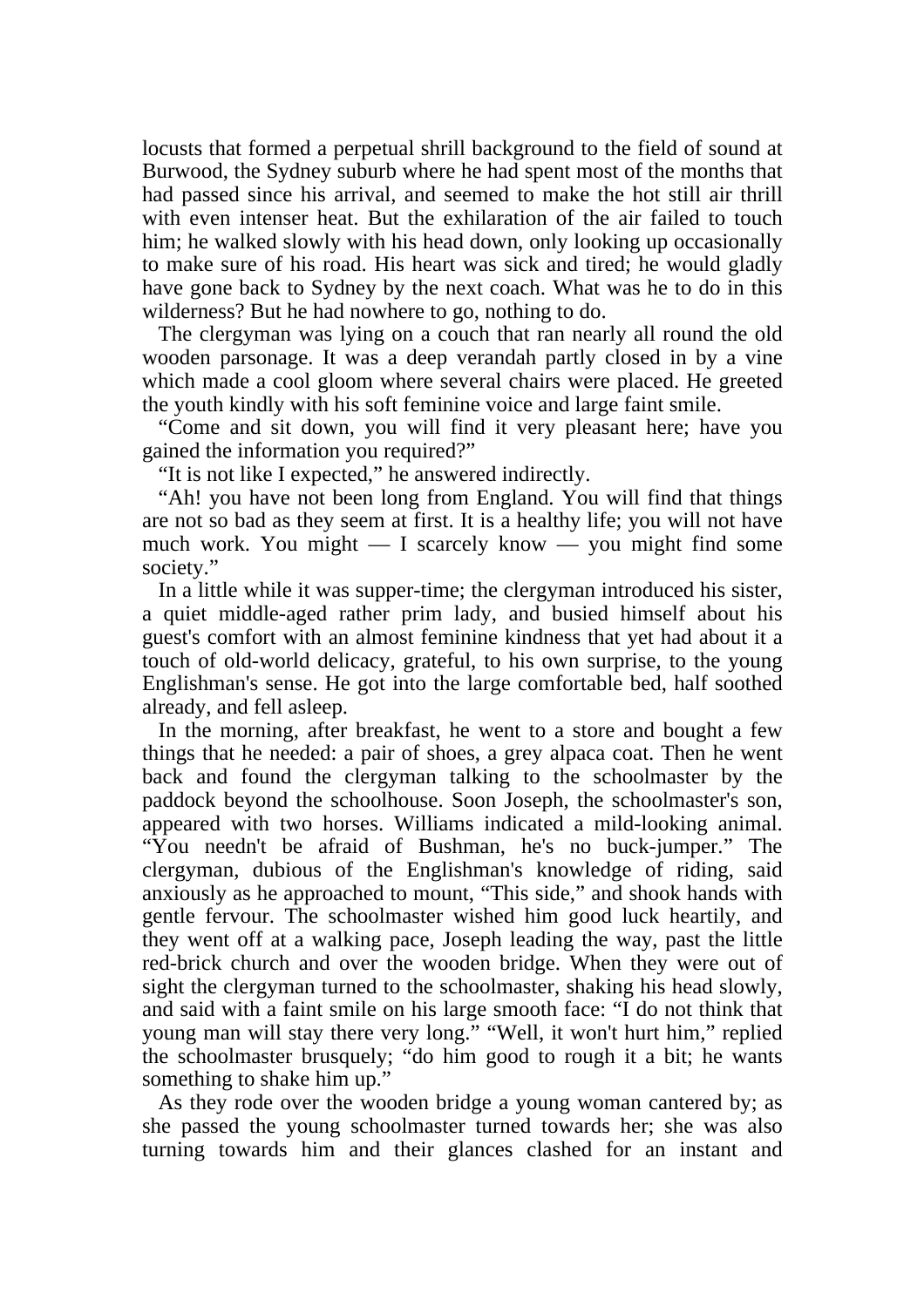locusts that formed a perpetual shrill background to the field of sound at Burwood, the Sydney suburb where he had spent most of the months that had passed since his arrival, and seemed to make the hot still air thrill with even intenser heat. But the exhilaration of the air failed to touch him; he walked slowly with his head down, only looking up occasionally to make sure of his road. His heart was sick and tired; he would gladly have gone back to Sydney by the next coach. What was he to do in this wilderness? But he had nowhere to go, nothing to do.

The clergyman was lying on a couch that ran nearly all round the old wooden parsonage. It was a deep verandah partly closed in by a vine which made a cool gloom where several chairs were placed. He greeted the youth kindly with his soft feminine voice and large faint smile.

"Come and sit down, you will find it very pleasant here; have you gained the information you required?"

"It is not like I expected," he answered indirectly.

"Ah! you have not been long from England. You will find that things are not so bad as they seem at first. It is a healthy life; you will not have much work. You might — I scarcely know — you might find some society."

In a little while it was supper-time; the clergyman introduced his sister, a quiet middle-aged rather prim lady, and busied himself about his guest's comfort with an almost feminine kindness that yet had about it a touch of old-world delicacy, grateful, to his own surprise, to the young Englishman's sense. He got into the large comfortable bed, half soothed already, and fell asleep.

In the morning, after breakfast, he went to a store and bought a few things that he needed: a pair of shoes, a grey alpaca coat. Then he went back and found the clergyman talking to the schoolmaster by the paddock beyond the schoolhouse. Soon Joseph, the schoolmaster's son, appeared with two horses. Williams indicated a mild-looking animal. "You needn't be afraid of Bushman, he's no buck-jumper." The clergyman, dubious of the Englishman's knowledge of riding, said anxiously as he approached to mount, "This side," and shook hands with gentle fervour. The schoolmaster wished him good luck heartily, and they went off at a walking pace, Joseph leading the way, past the little red-brick church and over the wooden bridge. When they were out of sight the clergyman turned to the schoolmaster, shaking his head slowly, and said with a faint smile on his large smooth face: "I do not think that young man will stay there very long." "Well, it won't hurt him," replied the schoolmaster brusquely; "do him good to rough it a bit; he wants something to shake him up."

As they rode over the wooden bridge a young woman cantered by; as she passed the young schoolmaster turned towards her; she was also turning towards him and their glances clashed for an instant and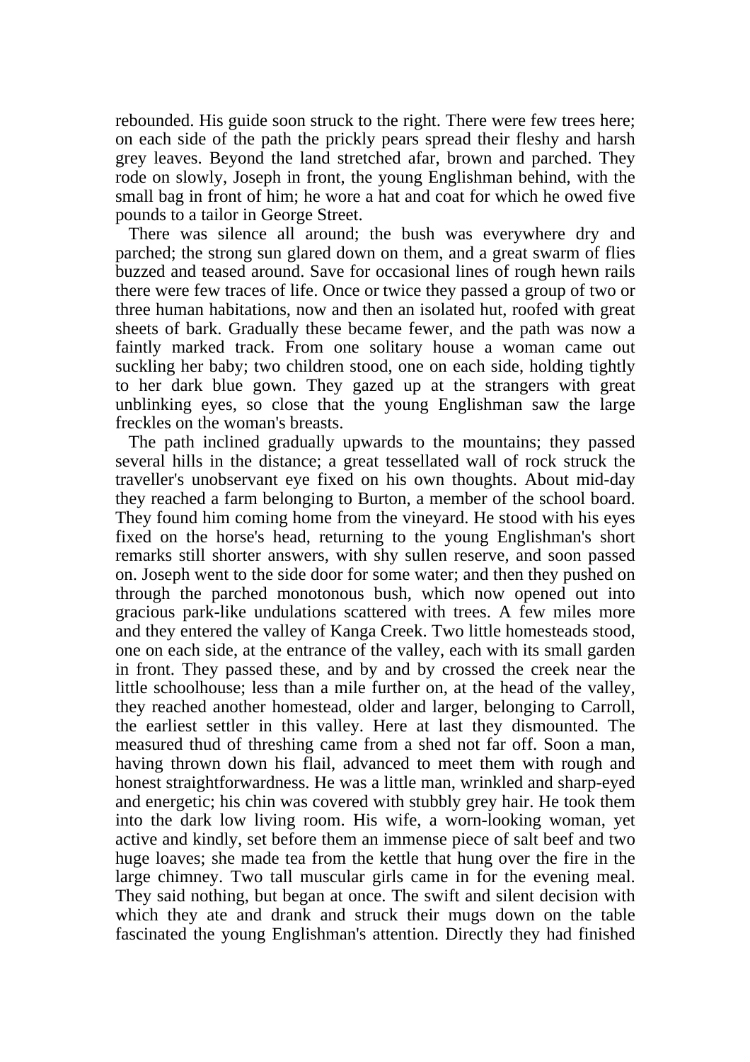rebounded. His guide soon struck to the right. There were few trees here; on each side of the path the prickly pears spread their fleshy and harsh grey leaves. Beyond the land stretched afar, brown and parched. They rode on slowly, Joseph in front, the young Englishman behind, with the small bag in front of him; he wore a hat and coat for which he owed five pounds to a tailor in George Street.

There was silence all around; the bush was everywhere dry and parched; the strong sun glared down on them, and a great swarm of flies buzzed and teased around. Save for occasional lines of rough hewn rails there were few traces of life. Once or twice they passed a group of two or three human habitations, now and then an isolated hut, roofed with great sheets of bark. Gradually these became fewer, and the path was now a faintly marked track. From one solitary house a woman came out suckling her baby; two children stood, one on each side, holding tightly to her dark blue gown. They gazed up at the strangers with great unblinking eyes, so close that the young Englishman saw the large freckles on the woman's breasts.

The path inclined gradually upwards to the mountains; they passed several hills in the distance; a great tessellated wall of rock struck the traveller's unobservant eye fixed on his own thoughts. About mid-day they reached a farm belonging to Burton, a member of the school board. They found him coming home from the vineyard. He stood with his eyes fixed on the horse's head, returning to the young Englishman's short remarks still shorter answers, with shy sullen reserve, and soon passed on. Joseph went to the side door for some water; and then they pushed on through the parched monotonous bush, which now opened out into gracious park-like undulations scattered with trees. A few miles more and they entered the valley of Kanga Creek. Two little homesteads stood, one on each side, at the entrance of the valley, each with its small garden in front. They passed these, and by and by crossed the creek near the little schoolhouse; less than a mile further on, at the head of the valley, they reached another homestead, older and larger, belonging to Carroll, the earliest settler in this valley. Here at last they dismounted. The measured thud of threshing came from a shed not far off. Soon a man, having thrown down his flail, advanced to meet them with rough and honest straightforwardness. He was a little man, wrinkled and sharp-eyed and energetic; his chin was covered with stubbly grey hair. He took them into the dark low living room. His wife, a worn-looking woman, yet active and kindly, set before them an immense piece of salt beef and two huge loaves; she made tea from the kettle that hung over the fire in the large chimney. Two tall muscular girls came in for the evening meal. They said nothing, but began at once. The swift and silent decision with which they ate and drank and struck their mugs down on the table fascinated the young Englishman's attention. Directly they had finished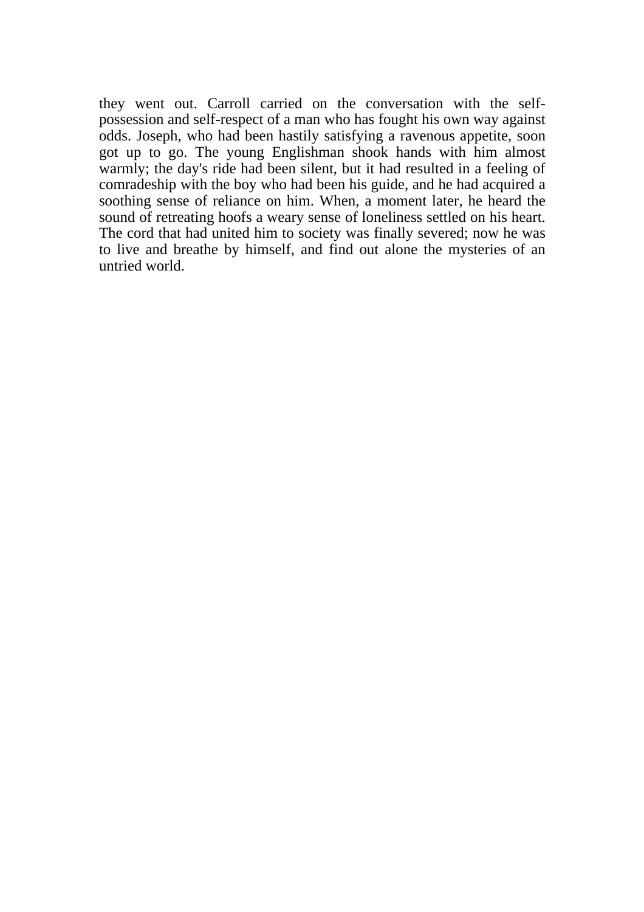they went out. Carroll carried on the conversation with the self-possession and self-respect of a man who has fought his own way against odds. Joseph, who had been hastily satisfying a ravenous appetite, soon got up to go. The young Englishman shook hands with him almost warmly; the day's ride had been silent, but it had resulted in a feeling of comradeship with the boy who had been his guide, and he had acquired a soothing sense of reliance on him. When, a moment later, he heard the sound of retreating hoofs a weary sense of loneliness settled on his heart. The cord that had united him to society was finally severed; now he was to live and breathe by himself, and find out alone the mysteries of an untried world.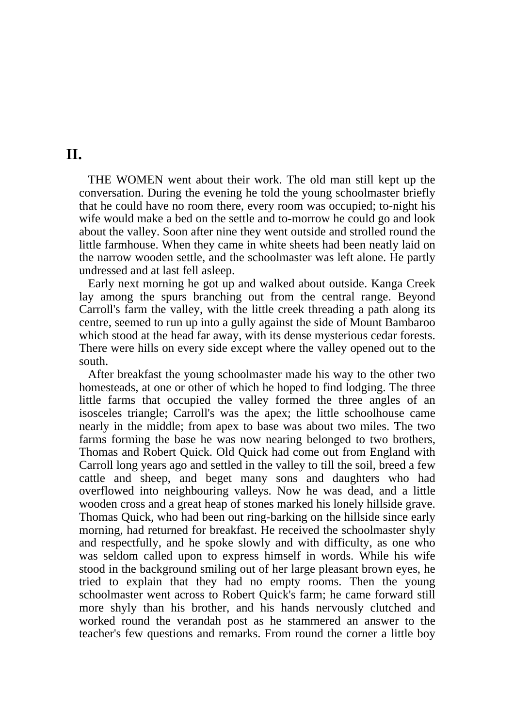## II.

THE WOMEN went about their work. The old man still kept up the conversation. During the evening he told the young schoolmaster briefly that he could have no room there, every room was occupied; to-night his wife would make a bed on the settle and to-morrow he could go and look about the valley. Soon after nine they went outside and strolled round the little farmhouse. When they came in white sheets had been neatly laid on the narrow wooden settle, and the schoolmaster was left alone. He partly undressed and at last fell asleep.

Early next morning he got up and walked about outside. Kanga Creek lay among the spurs branching out from the central range. Beyond Carroll's farm the valley, with the little creek threading a path along its centre, seemed to run up into a gully against the side of Mount Bambaroo which stood at the head far away, with its dense mysterious cedar forests. There were hills on every side except where the valley opened out to the south.

After breakfast the young schoolmaster made his way to the other two homesteads, at one or other of which he hoped to find lodging. The three little farms that occupied the valley formed the three angles of an isosceles triangle; Carroll's was the apex; the little schoolhouse came nearly in the middle; from apex to base was about two miles. The two farms forming the base he was now nearing belonged to two brothers, Thomas and Robert Quick. Old Quick had come out from England with Carroll long years ago and settled in the valley to till the soil, breed a few cattle and sheep, and beget many sons and daughters who had overflowed into neighbouring valleys. Now he was dead, and a little wooden cross and a great heap of stones marked his lonely hillside grave. Thomas Quick, who had been out ring-barking on the hillside since early morning, had returned for breakfast. He received the schoolmaster shyly and respectfully, and he spoke slowly and with difficulty, as one who was seldom called upon to express himself in words. While his wife stood in the background smiling out of her large pleasant brown eyes, he tried to explain that they had no empty rooms. Then the young schoolmaster went across to Robert Quick's farm; he came forward still more shyly than his brother, and his hands nervously clutched and worked round the verandah post as he stammered an answer to the teacher's few questions and remarks. From round the corner a little boy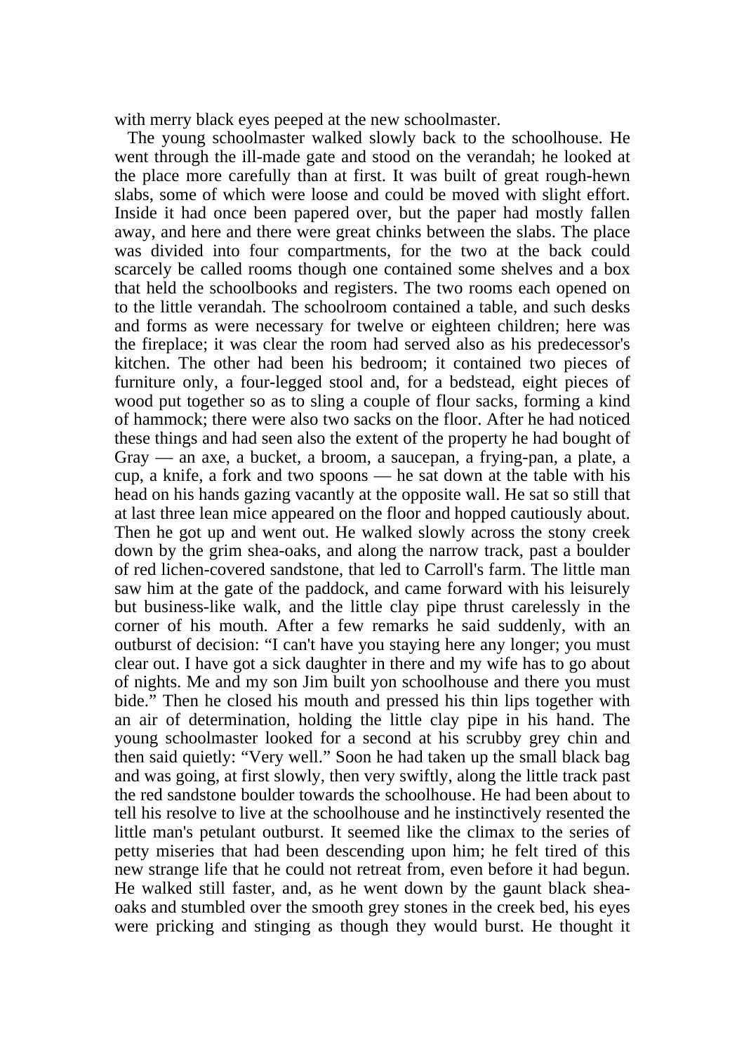with merry black eyes peeped at the new schoolmaster.

The young schoolmaster walked slowly back to the schoolhouse. He went through the ill-made gate and stood on the verandah; he looked at the place more carefully than at first. It was built of great rough-hewn slabs, some of which were loose and could be moved with slight effort. Inside it had once been papered over, but the paper had mostly fallen away, and here and there were great chinks between the slabs. The place was divided into four compartments, for the two at the back could scarcely be called rooms though one contained some shelves and a box that held the schoolbooks and registers. The two rooms each opened on to the little verandah. The schoolroom contained a table, and such desks and forms as were necessary for twelve or eighteen children; here was the fireplace; it was clear the room had served also as his predecessor's kitchen. The other had been his bedroom; it contained two pieces of furniture only, a four-legged stool and, for a bedstead, eight pieces of wood put together so as to sling a couple of flour sacks, forming a kind of hammock; there were also two sacks on the floor. After he had noticed these things and had seen also the extent of the property he had bought of Gray — an axe, a bucket, a broom, a saucepan, a frying-pan, a plate, a cup, a knife, a fork and two spoons — he sat down at the table with his head on his hands gazing vacantly at the opposite wall. He sat so still that at last three lean mice appeared on the floor and hopped cautiously about. Then he got up and went out. He walked slowly across the stony creek down by the grim shea-oaks, and along the narrow track, past a boulder of red lichen-covered sandstone, that led to Carroll's farm. The little man saw him at the gate of the paddock, and came forward with his leisurely but business-like walk, and the little clay pipe thrust carelessly in the corner of his mouth. After a few remarks he said suddenly, with an outburst of decision: "I can't have you staying here any longer; you must clear out. I have got a sick daughter in there and my wife has to go about of nights. Me and my son Jim built yon schoolhouse and there you must bide." Then he closed his mouth and pressed his thin lips together with an air of determination, holding the little clay pipe in his hand. The young schoolmaster looked for a second at his scrubby grey chin and then said quietly: "Very well." Soon he had taken up the small black bag and was going, at first slowly, then very swiftly, along the little track past the red sandstone boulder towards the schoolhouse. He had been about to tell his resolve to live at the schoolhouse and he instinctively resented the little man's petulant outburst. It seemed like the climax to the series of petty miseries that had been descending upon him; he felt tired of this new strange life that he could not retreat from, even before it had begun. He walked still faster, and, as he went down by the gaunt black shea-oaks and stumbled over the smooth grey stones in the creek bed, his eyes were pricking and stinging as though they would burst. He thought it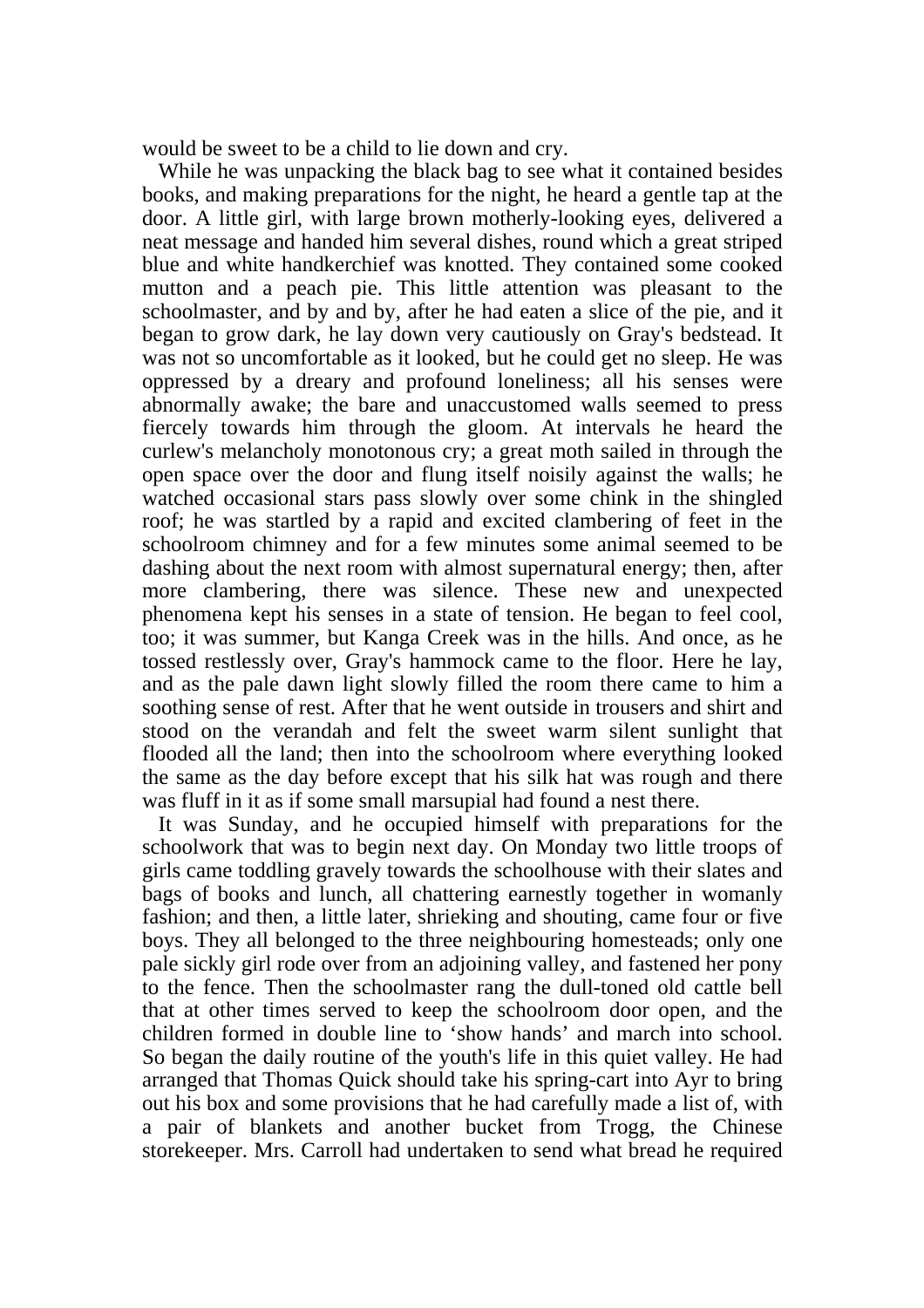would be sweet to be a child to lie down and cry.

While he was unpacking the black bag to see what it contained besides books, and making preparations for the night, he heard a gentle tap at the door. A little girl, with large brown motherly-looking eyes, delivered a neat message and handed him several dishes, round which a great striped blue and white handkerchief was knotted. They contained some cooked mutton and a peach pie. This little attention was pleasant to the schoolmaster, and by and by, after he had eaten a slice of the pie, and it began to grow dark, he lay down very cautiously on Gray's bedstead. It was not so uncomfortable as it looked, but he could get no sleep. He was oppressed by a dreary and profound loneliness; all his senses were abnormally awake; the bare and unaccustomed walls seemed to press fiercely towards him through the gloom. At intervals he heard the curlew's melancholy monotonous cry; a great moth sailed in through the open space over the door and flung itself noisily against the walls; he watched occasional stars pass slowly over some chink in the shingled roof; he was startled by a rapid and excited clambering of feet in the schoolroom chimney and for a few minutes some animal seemed to be dashing about the next room with almost supernatural energy; then, after more clambering, there was silence. These new and unexpected phenomena kept his senses in a state of tension. He began to feel cool, too; it was summer, but Kanga Creek was in the hills. And once, as he tossed restlessly over, Gray's hammock came to the floor. Here he lay, and as the pale dawn light slowly filled the room there came to him a soothing sense of rest. After that he went outside in trousers and shirt and stood on the verandah and felt the sweet warm silent sunlight that flooded all the land; then into the schoolroom where everything looked the same as the day before except that his silk hat was rough and there was fluff in it as if some small marsupial had found a nest there.

It was Sunday, and he occupied himself with preparations for the schoolwork that was to begin next day. On Monday two little troops of girls came toddling gravely towards the schoolhouse with their slates and bags of books and lunch, all chattering earnestly together in womanly fashion; and then, a little later, shrieking and shouting, came four or five boys. They all belonged to the three neighbouring homesteads; only one pale sickly girl rode over from an adjoining valley, and fastened her pony to the fence. Then the schoolmaster rang the dull-toned old cattle bell that at other times served to keep the schoolroom door open, and the children formed in double line to 'show hands' and march into school. So began the daily routine of the youth's life in this quiet valley. He had arranged that Thomas Quick should take his spring-cart into Ayr to bring out his box and some provisions that he had carefully made a list of, with a pair of blankets and another bucket from Trogg, the Chinese storekeeper. Mrs. Carroll had undertaken to send what bread he required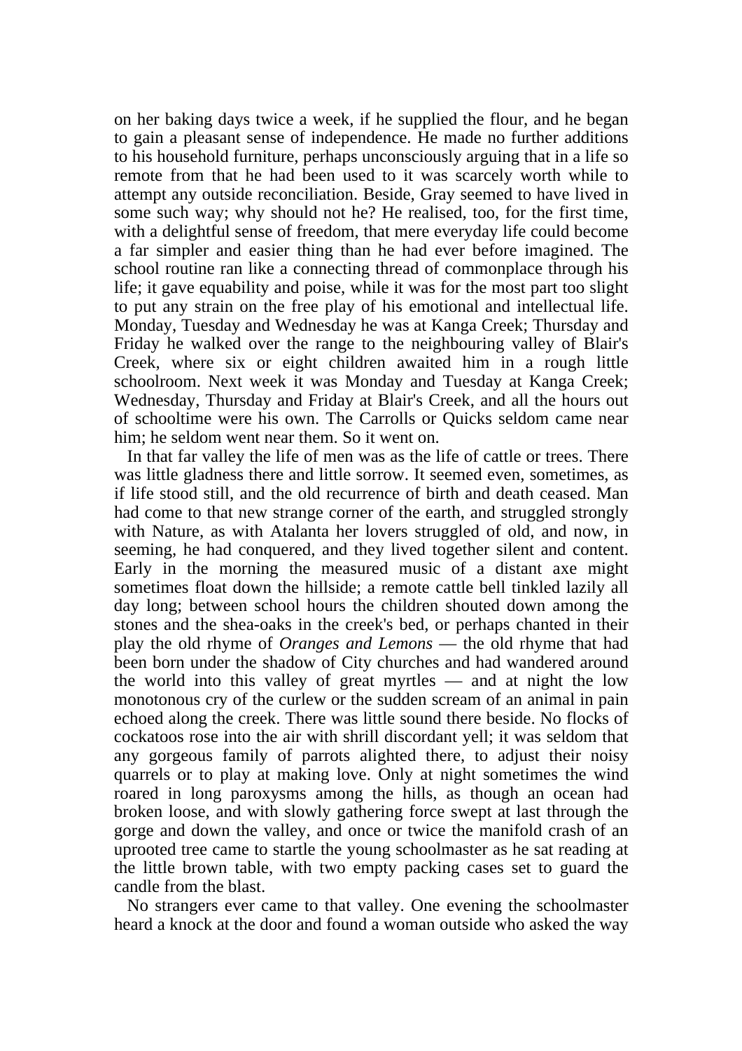on her baking days twice a week, if he supplied the flour, and he began to gain a pleasant sense of independence. He made no further additions to his household furniture, perhaps unconsciously arguing that in a life so remote from that he had been used to it was scarcely worth while to attempt any outside reconciliation. Beside, Gray seemed to have lived in some such way; why should not he? He realised, too, for the first time, with a delightful sense of freedom, that mere everyday life could become a far simpler and easier thing than he had ever before imagined. The school routine ran like a connecting thread of commonplace through his life; it gave equability and poise, while it was for the most part too slight to put any strain on the free play of his emotional and intellectual life. Monday, Tuesday and Wednesday he was at Kanga Creek; Thursday and Friday he walked over the range to the neighbouring valley of Blair's Creek, where six or eight children awaited him in a rough little schoolroom. Next week it was Monday and Tuesday at Kanga Creek; Wednesday, Thursday and Friday at Blair's Creek, and all the hours out of schooltime were his own. The Carrolls or Quicks seldom came near him; he seldom went near them. So it went on.

In that far valley the life of men was as the life of cattle or trees. There was little gladness there and little sorrow. It seemed even, sometimes, as if life stood still, and the old recurrence of birth and death ceased. Man had come to that new strange corner of the earth, and struggled strongly with Nature, as with Atalanta her lovers struggled of old, and now, in seeming, he had conquered, and they lived together silent and content. Early in the morning the measured music of a distant axe might sometimes float down the hillside; a remote cattle bell tinkled lazily all day long; between school hours the children shouted down among the stones and the shea-oaks in the creek's bed, or perhaps chanted in their play the old rhyme of *Oranges and Lemons* — the old rhyme that had been born under the shadow of City churches and had wandered around the world into this valley of great myrtles — and at night the low monotonous cry of the curlew or the sudden scream of an animal in pain echoed along the creek. There was little sound there beside. No flocks of cockatoos rose into the air with shrill discordant yell; it was seldom that any gorgeous family of parrots alighted there, to adjust their noisy quarrels or to play at making love. Only at night sometimes the wind roared in long paroxysms among the hills, as though an ocean had broken loose, and with slowly gathering force swept at last through the gorge and down the valley, and once or twice the manifold crash of an uprooted tree came to startle the young schoolmaster as he sat reading at the little brown table, with two empty packing cases set to guard the candle from the blast.

No strangers ever came to that valley. One evening the schoolmaster heard a knock at the door and found a woman outside who asked the way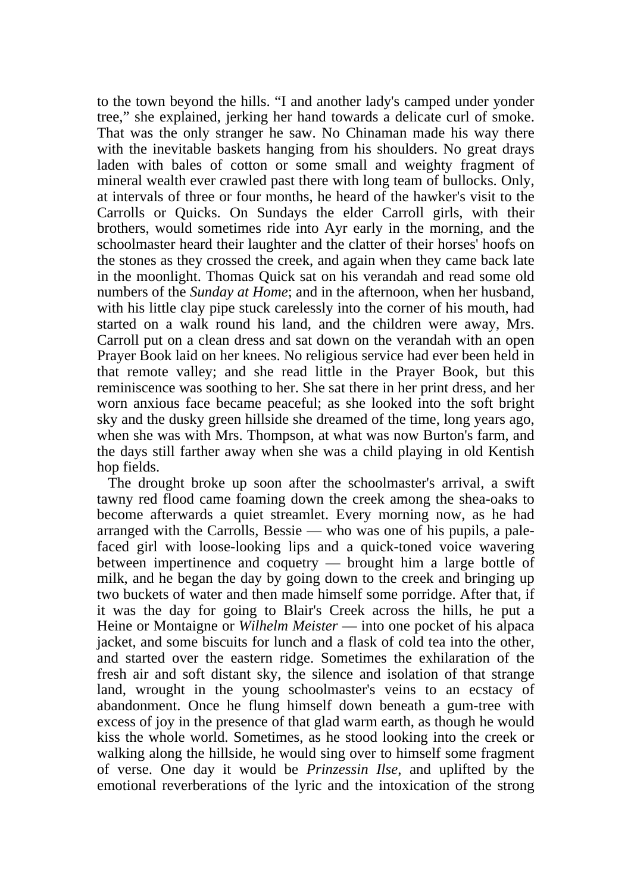to the town beyond the hills. "I and another lady's camped under yonder tree," she explained, jerking her hand towards a delicate curl of smoke. That was the only stranger he saw. No Chinaman made his way there with the inevitable baskets hanging from his shoulders. No great drays laden with bales of cotton or some small and weighty fragment of mineral wealth ever crawled past there with long team of bullocks. Only, at intervals of three or four months, he heard of the hawker's visit to the Carrolls or Quicks. On Sundays the elder Carroll girls, with their brothers, would sometimes ride into Ayr early in the morning, and the schoolmaster heard their laughter and the clatter of their horses' hoofs on the stones as they crossed the creek, and again when they came back late in the moonlight. Thomas Quick sat on his verandah and read some old numbers of the *Sunday at Home*; and in the afternoon, when her husband, with his little clay pipe stuck carelessly into the corner of his mouth, had started on a walk round his land, and the children were away, Mrs. Carroll put on a clean dress and sat down on the verandah with an open Prayer Book laid on her knees. No religious service had ever been held in that remote valley; and she read little in the Prayer Book, but this reminiscence was soothing to her. She sat there in her print dress, and her worn anxious face became peaceful; as she looked into the soft bright sky and the dusky green hillside she dreamed of the time, long years ago, when she was with Mrs. Thompson, at what was now Burton's farm, and the days still farther away when she was a child playing in old Kentish hop fields.

The drought broke up soon after the schoolmaster's arrival, a swift tawny red flood came foaming down the creek among the shea-oaks to become afterwards a quiet streamlet. Every morning now, as he had arranged with the Carrolls, Bessie — who was one of his pupils, a pale-faced girl with loose-looking lips and a quick-toned voice wavering between impertinence and coquetry — brought him a large bottle of milk, and he began the day by going down to the creek and bringing up two buckets of water and then made himself some porridge. After that, if it was the day for going to Blair's Creek across the hills, he put a Heine or Montaigne or *Wilhelm Meister* — into one pocket of his alpaca jacket, and some biscuits for lunch and a flask of cold tea into the other, and started over the eastern ridge. Sometimes the exhilaration of the fresh air and soft distant sky, the silence and isolation of that strange land, wrought in the young schoolmaster's veins to an ecstacy of abandonment. Once he flung himself down beneath a gum-tree with excess of joy in the presence of that glad warm earth, as though he would kiss the whole world. Sometimes, as he stood looking into the creek or walking along the hillside, he would sing over to himself some fragment of verse. One day it would be *Prinzessin Ilse*, and uplifted by the emotional reverberations of the lyric and the intoxication of the strong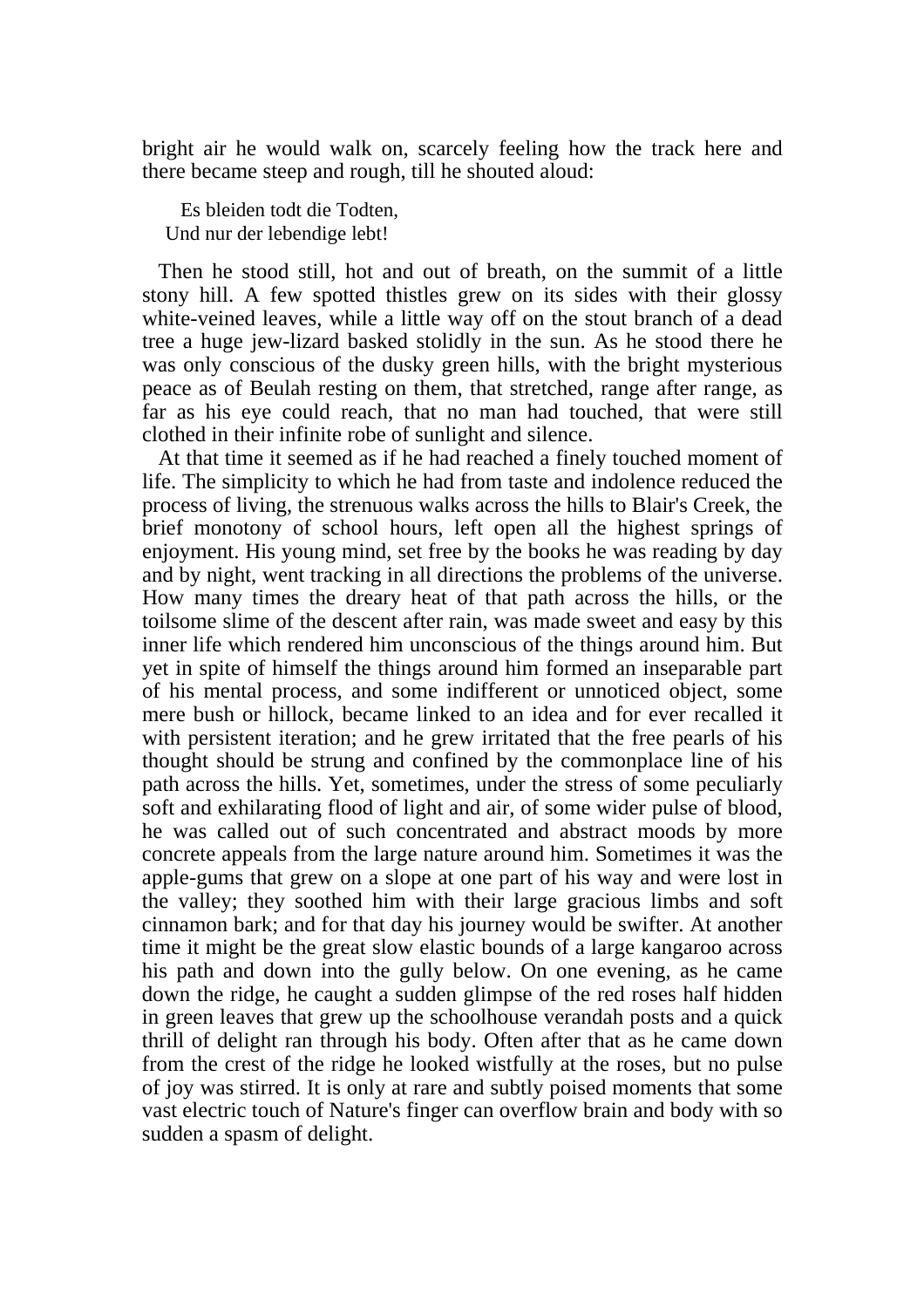bright air he would walk on, scarcely feeling how the track here and there became steep and rough, till he shouted aloud:

> Es bleiden todt die Todten,
> Und nur der lebendige lebt!

Then he stood still, hot and out of breath, on the summit of a little stony hill. A few spotted thistles grew on its sides with their glossy white-veined leaves, while a little way off on the stout branch of a dead tree a huge jew-lizard basked stolidly in the sun. As he stood there he was only conscious of the dusky green hills, with the bright mysterious peace as of Beulah resting on them, that stretched, range after range, as far as his eye could reach, that no man had touched, that were still clothed in their infinite robe of sunlight and silence.

At that time it seemed as if he had reached a finely touched moment of life. The simplicity to which he had from taste and indolence reduced the process of living, the strenuous walks across the hills to Blair's Creek, the brief monotony of school hours, left open all the highest springs of enjoyment. His young mind, set free by the books he was reading by day and by night, went tracking in all directions the problems of the universe. How many times the dreary heat of that path across the hills, or the toilsome slime of the descent after rain, was made sweet and easy by this inner life which rendered him unconscious of the things around him. But yet in spite of himself the things around him formed an inseparable part of his mental process, and some indifferent or unnoticed object, some mere bush or hillock, became linked to an idea and for ever recalled it with persistent iteration; and he grew irritated that the free pearls of his thought should be strung and confined by the commonplace line of his path across the hills. Yet, sometimes, under the stress of some peculiarly soft and exhilarating flood of light and air, of some wider pulse of blood, he was called out of such concentrated and abstract moods by more concrete appeals from the large nature around him. Sometimes it was the apple-gums that grew on a slope at one part of his way and were lost in the valley; they soothed him with their large gracious limbs and soft cinnamon bark; and for that day his journey would be swifter. At another time it might be the great slow elastic bounds of a large kangaroo across his path and down into the gully below. On one evening, as he came down the ridge, he caught a sudden glimpse of the red roses half hidden in green leaves that grew up the schoolhouse verandah posts and a quick thrill of delight ran through his body. Often after that as he came down from the crest of the ridge he looked wistfully at the roses, but no pulse of joy was stirred. It is only at rare and subtly poised moments that some vast electric touch of Nature's finger can overflow brain and body with so sudden a spasm of delight.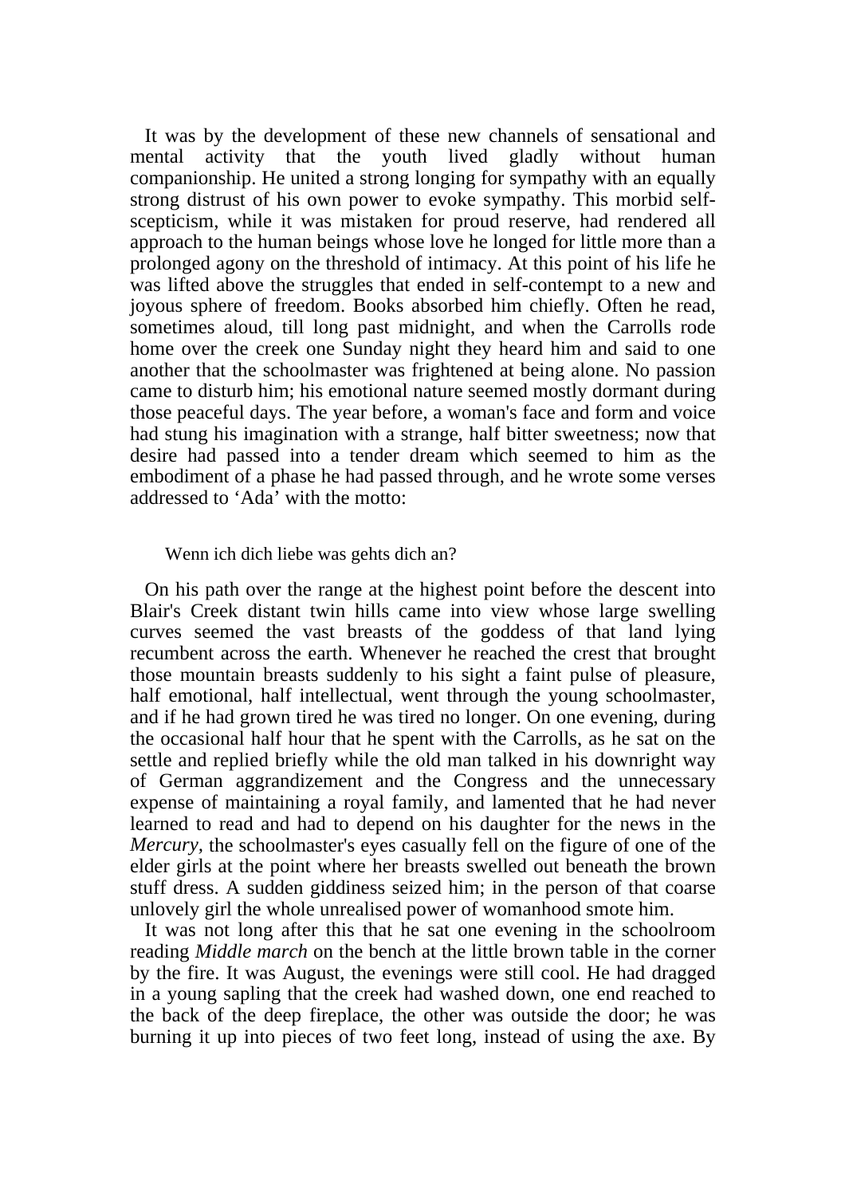It was by the development of these new channels of sensational and mental activity that the youth lived gladly without human companionship. He united a strong longing for sympathy with an equally strong distrust of his own power to evoke sympathy. This morbid self-scepticism, while it was mistaken for proud reserve, had rendered all approach to the human beings whose love he longed for little more than a prolonged agony on the threshold of intimacy. At this point of his life he was lifted above the struggles that ended in self-contempt to a new and joyous sphere of freedom. Books absorbed him chiefly. Often he read, sometimes aloud, till long past midnight, and when the Carrolls rode home over the creek one Sunday night they heard him and said to one another that the schoolmaster was frightened at being alone. No passion came to disturb him; his emotional nature seemed mostly dormant during those peaceful days. The year before, a woman's face and form and voice had stung his imagination with a strange, half bitter sweetness; now that desire had passed into a tender dream which seemed to him as the embodiment of a phase he had passed through, and he wrote some verses addressed to 'Ada' with the motto:

> Wenn ich dich liebe was gehts dich an?

On his path over the range at the highest point before the descent into Blair's Creek distant twin hills came into view whose large swelling curves seemed the vast breasts of the goddess of that land lying recumbent across the earth. Whenever he reached the crest that brought those mountain breasts suddenly to his sight a faint pulse of pleasure, half emotional, half intellectual, went through the young schoolmaster, and if he had grown tired he was tired no longer. On one evening, during the occasional half hour that he spent with the Carrolls, as he sat on the settle and replied briefly while the old man talked in his downright way of German aggrandizement and the Congress and the unnecessary expense of maintaining a royal family, and lamented that he had never learned to read and had to depend on his daughter for the news in the *Mercury,* the schoolmaster's eyes casually fell on the figure of one of the elder girls at the point where her breasts swelled out beneath the brown stuff dress. A sudden giddiness seized him; in the person of that coarse unlovely girl the whole unrealised power of womanhood smote him.

It was not long after this that he sat one evening in the schoolroom reading *Middle march* on the bench at the little brown table in the corner by the fire. It was August, the evenings were still cool. He had dragged in a young sapling that the creek had washed down, one end reached to the back of the deep fireplace, the other was outside the door; he was burning it up into pieces of two feet long, instead of using the axe. By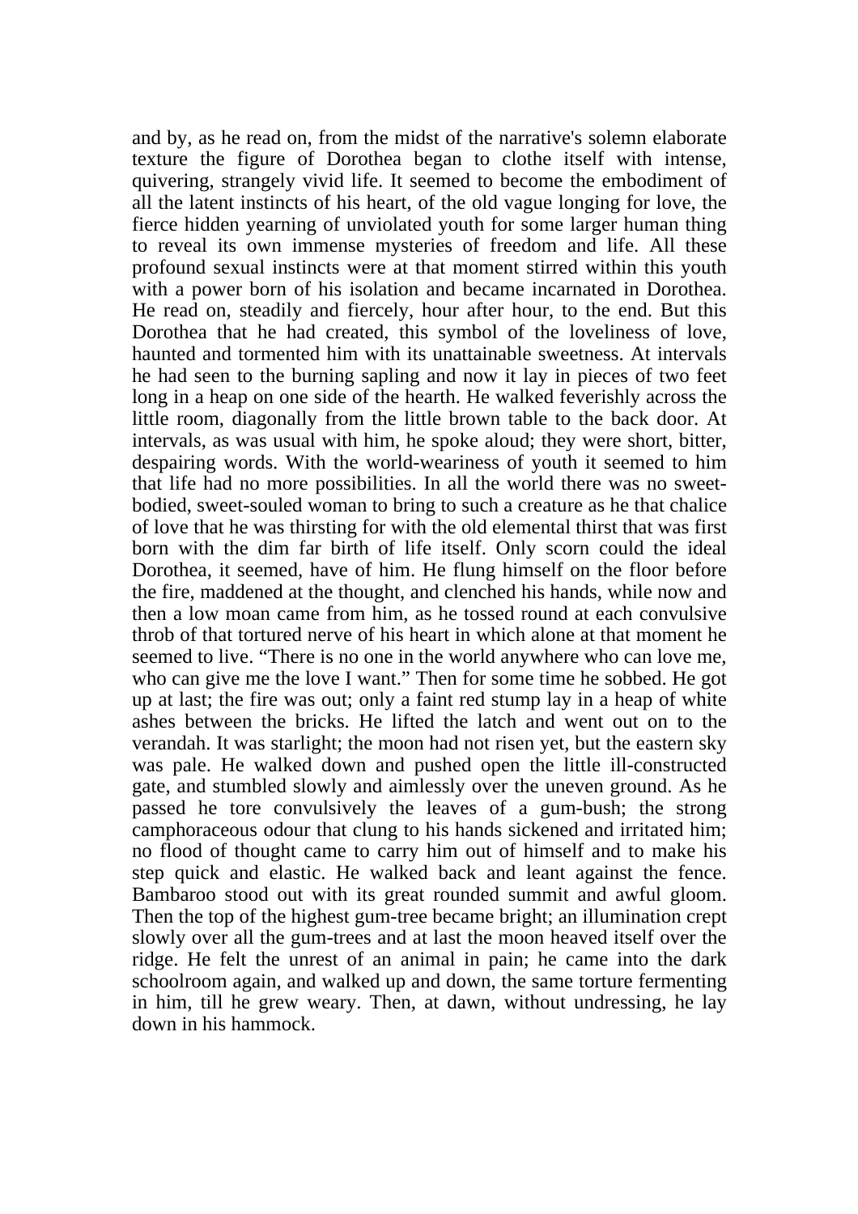and by, as he read on, from the midst of the narrative's solemn elaborate texture the figure of Dorothea began to clothe itself with intense, quivering, strangely vivid life. It seemed to become the embodiment of all the latent instincts of his heart, of the old vague longing for love, the fierce hidden yearning of unviolated youth for some larger human thing to reveal its own immense mysteries of freedom and life. All these profound sexual instincts were at that moment stirred within this youth with a power born of his isolation and became incarnated in Dorothea. He read on, steadily and fiercely, hour after hour, to the end. But this Dorothea that he had created, this symbol of the loveliness of love, haunted and tormented him with its unattainable sweetness. At intervals he had seen to the burning sapling and now it lay in pieces of two feet long in a heap on one side of the hearth. He walked feverishly across the little room, diagonally from the little brown table to the back door. At intervals, as was usual with him, he spoke aloud; they were short, bitter, despairing words. With the world-weariness of youth it seemed to him that life had no more possibilities. In all the world there was no sweet-bodied, sweet-souled woman to bring to such a creature as he that chalice of love that he was thirsting for with the old elemental thirst that was first born with the dim far birth of life itself. Only scorn could the ideal Dorothea, it seemed, have of him. He flung himself on the floor before the fire, maddened at the thought, and clenched his hands, while now and then a low moan came from him, as he tossed round at each convulsive throb of that tortured nerve of his heart in which alone at that moment he seemed to live. "There is no one in the world anywhere who can love me, who can give me the love I want." Then for some time he sobbed. He got up at last; the fire was out; only a faint red stump lay in a heap of white ashes between the bricks. He lifted the latch and went out on to the verandah. It was starlight; the moon had not risen yet, but the eastern sky was pale. He walked down and pushed open the little ill-constructed gate, and stumbled slowly and aimlessly over the uneven ground. As he passed he tore convulsively the leaves of a gum-bush; the strong camphoraceous odour that clung to his hands sickened and irritated him; no flood of thought came to carry him out of himself and to make his step quick and elastic. He walked back and leant against the fence. Bambaroo stood out with its great rounded summit and awful gloom. Then the top of the highest gum-tree became bright; an illumination crept slowly over all the gum-trees and at last the moon heaved itself over the ridge. He felt the unrest of an animal in pain; he came into the dark schoolroom again, and walked up and down, the same torture fermenting in him, till he grew weary. Then, at dawn, without undressing, he lay down in his hammock.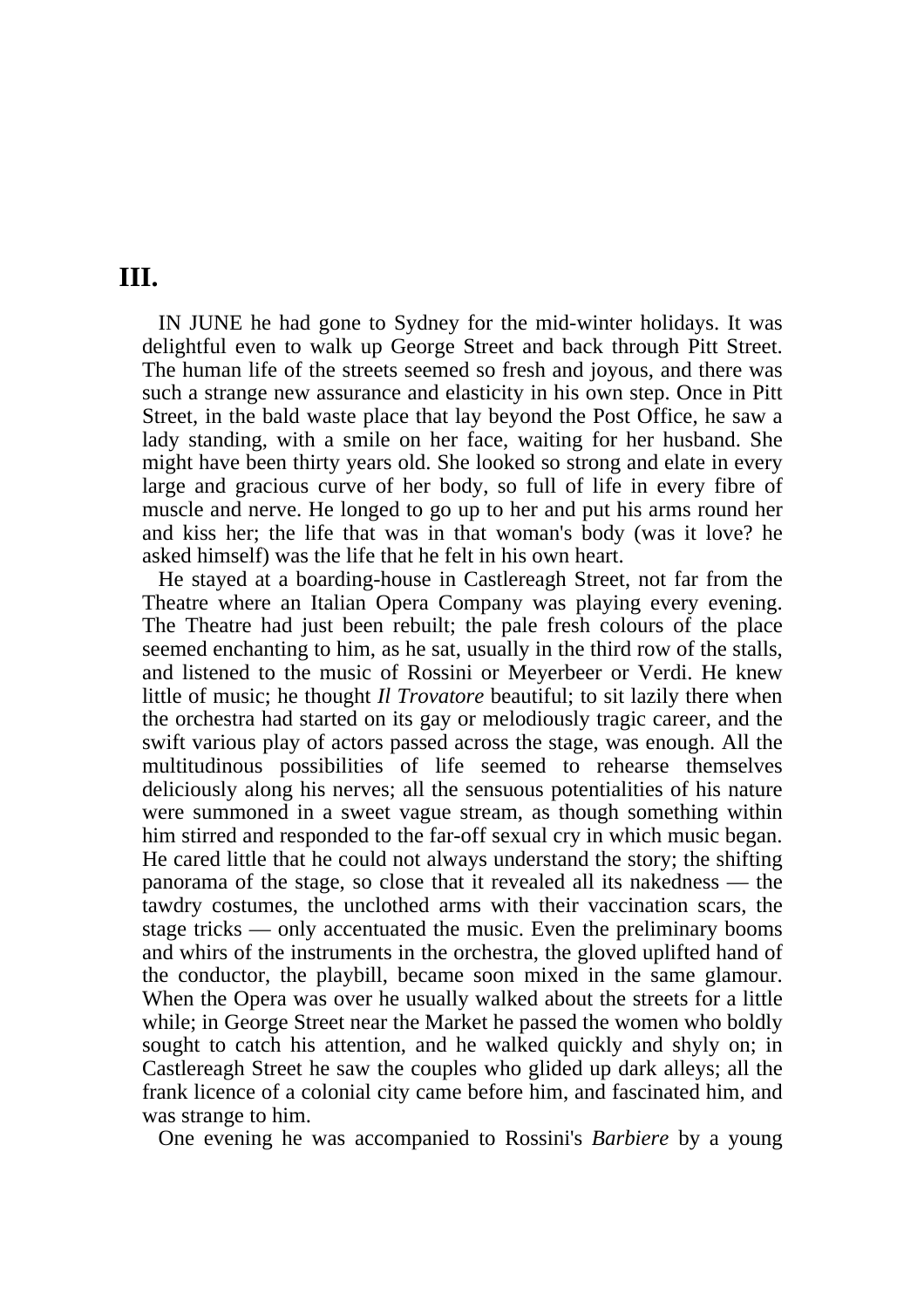## III.

IN JUNE he had gone to Sydney for the mid-winter holidays. It was delightful even to walk up George Street and back through Pitt Street. The human life of the streets seemed so fresh and joyous, and there was such a strange new assurance and elasticity in his own step. Once in Pitt Street, in the bald waste place that lay beyond the Post Office, he saw a lady standing, with a smile on her face, waiting for her husband. She might have been thirty years old. She looked so strong and elate in every large and gracious curve of her body, so full of life in every fibre of muscle and nerve. He longed to go up to her and put his arms round her and kiss her; the life that was in that woman's body (was it love? he asked himself) was the life that he felt in his own heart.

He stayed at a boarding-house in Castlereagh Street, not far from the Theatre where an Italian Opera Company was playing every evening. The Theatre had just been rebuilt; the pale fresh colours of the place seemed enchanting to him, as he sat, usually in the third row of the stalls, and listened to the music of Rossini or Meyerbeer or Verdi. He knew little of music; he thought *Il Trovatore* beautiful; to sit lazily there when the orchestra had started on its gay or melodiously tragic career, and the swift various play of actors passed across the stage, was enough. All the multitudinous possibilities of life seemed to rehearse themselves deliciously along his nerves; all the sensuous potentialities of his nature were summoned in a sweet vague stream, as though something within him stirred and responded to the far-off sexual cry in which music began. He cared little that he could not always understand the story; the shifting panorama of the stage, so close that it revealed all its nakedness — the tawdry costumes, the unclothed arms with their vaccination scars, the stage tricks — only accentuated the music. Even the preliminary booms and whirs of the instruments in the orchestra, the gloved uplifted hand of the conductor, the playbill, became soon mixed in the same glamour. When the Opera was over he usually walked about the streets for a little while; in George Street near the Market he passed the women who boldly sought to catch his attention, and he walked quickly and shyly on; in Castlereagh Street he saw the couples who glided up dark alleys; all the frank licence of a colonial city came before him, and fascinated him, and was strange to him.

One evening he was accompanied to Rossini's *Barbiere* by a young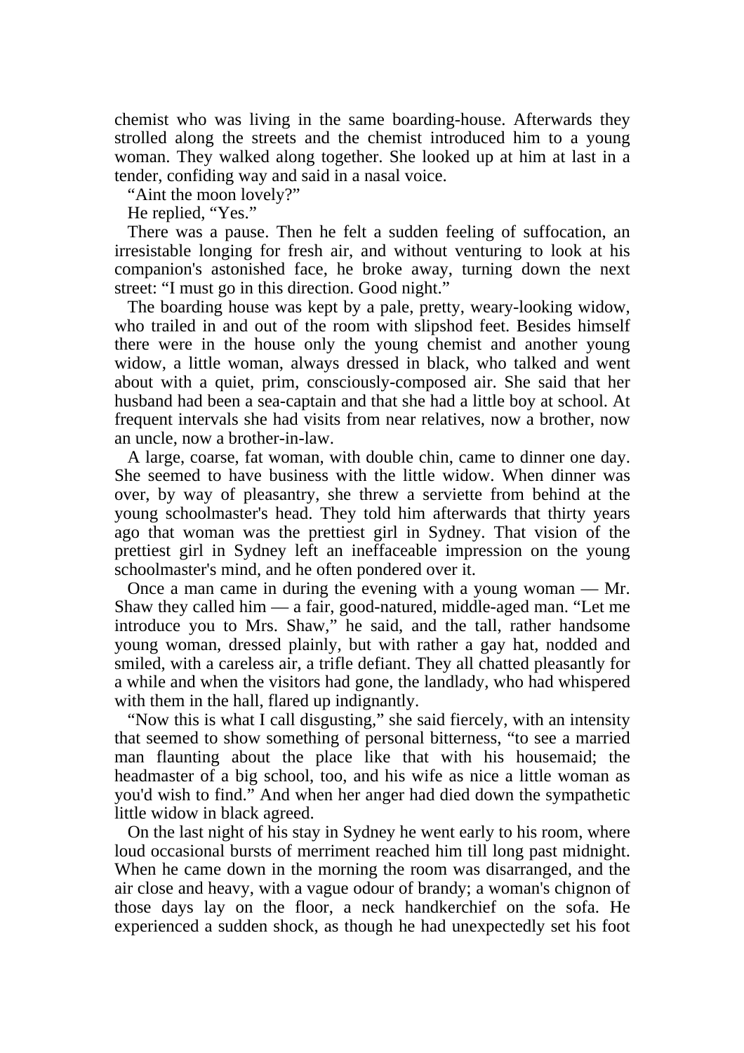chemist who was living in the same boarding-house. Afterwards they strolled along the streets and the chemist introduced him to a young woman. They walked along together. She looked up at him at last in a tender, confiding way and said in a nasal voice.

"Aint the moon lovely?"

He replied, "Yes."

There was a pause. Then he felt a sudden feeling of suffocation, an irresistable longing for fresh air, and without venturing to look at his companion's astonished face, he broke away, turning down the next street: "I must go in this direction. Good night."

The boarding house was kept by a pale, pretty, weary-looking widow, who trailed in and out of the room with slipshod feet. Besides himself there were in the house only the young chemist and another young widow, a little woman, always dressed in black, who talked and went about with a quiet, prim, consciously-composed air. She said that her husband had been a sea-captain and that she had a little boy at school. At frequent intervals she had visits from near relatives, now a brother, now an uncle, now a brother-in-law.

A large, coarse, fat woman, with double chin, came to dinner one day. She seemed to have business with the little widow. When dinner was over, by way of pleasantry, she threw a serviette from behind at the young schoolmaster's head. They told him afterwards that thirty years ago that woman was the prettiest girl in Sydney. That vision of the prettiest girl in Sydney left an ineffaceable impression on the young schoolmaster's mind, and he often pondered over it.

Once a man came in during the evening with a young woman — Mr. Shaw they called him — a fair, good-natured, middle-aged man. "Let me introduce you to Mrs. Shaw," he said, and the tall, rather handsome young woman, dressed plainly, but with rather a gay hat, nodded and smiled, with a careless air, a trifle defiant. They all chatted pleasantly for a while and when the visitors had gone, the landlady, who had whispered with them in the hall, flared up indignantly.

"Now this is what I call disgusting," she said fiercely, with an intensity that seemed to show something of personal bitterness, "to see a married man flaunting about the place like that with his housemaid; the headmaster of a big school, too, and his wife as nice a little woman as you'd wish to find." And when her anger had died down the sympathetic little widow in black agreed.

On the last night of his stay in Sydney he went early to his room, where loud occasional bursts of merriment reached him till long past midnight. When he came down in the morning the room was disarranged, and the air close and heavy, with a vague odour of brandy; a woman's chignon of those days lay on the floor, a neck handkerchief on the sofa. He experienced a sudden shock, as though he had unexpectedly set his foot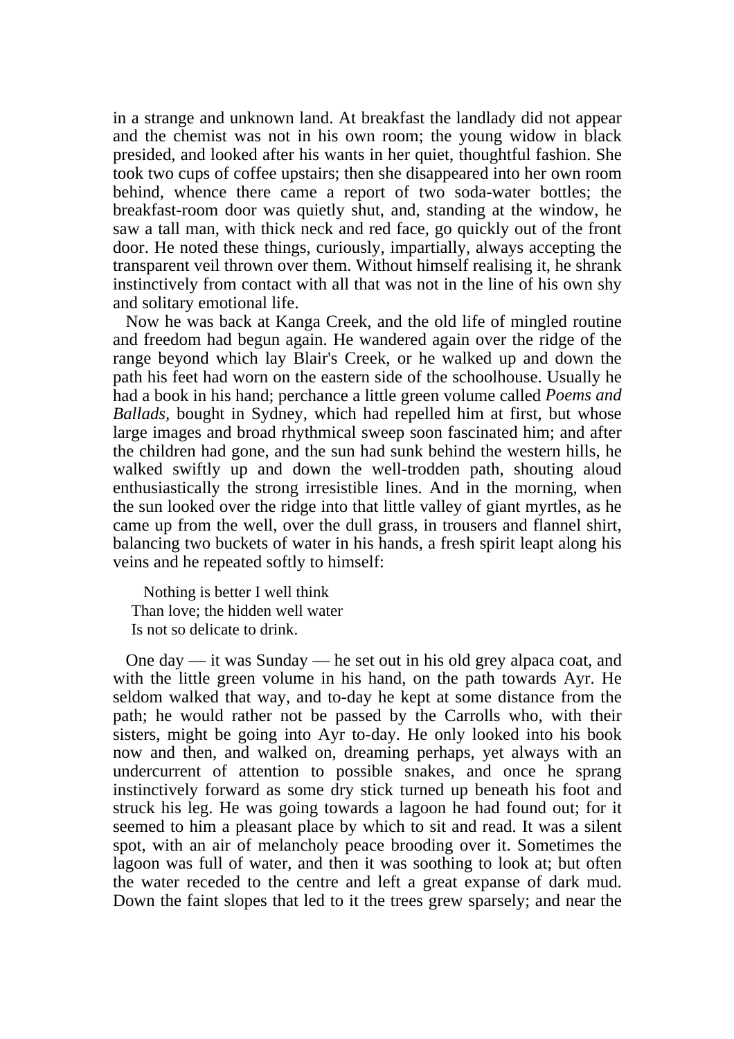in a strange and unknown land. At breakfast the landlady did not appear and the chemist was not in his own room; the young widow in black presided, and looked after his wants in her quiet, thoughtful fashion. She took two cups of coffee upstairs; then she disappeared into her own room behind, whence there came a report of two soda-water bottles; the breakfast-room door was quietly shut, and, standing at the window, he saw a tall man, with thick neck and red face, go quickly out of the front door. He noted these things, curiously, impartially, always accepting the transparent veil thrown over them. Without himself realising it, he shrank instinctively from contact with all that was not in the line of his own shy and solitary emotional life.

Now he was back at Kanga Creek, and the old life of mingled routine and freedom had begun again. He wandered again over the ridge of the range beyond which lay Blair's Creek, or he walked up and down the path his feet had worn on the eastern side of the schoolhouse. Usually he had a book in his hand; perchance a little green volume called *Poems and Ballads*, bought in Sydney, which had repelled him at first, but whose large images and broad rhythmical sweep soon fascinated him; and after the children had gone, and the sun had sunk behind the western hills, he walked swiftly up and down the well-trodden path, shouting aloud enthusiastically the strong irresistible lines. And in the morning, when the sun looked over the ridge into that little valley of giant myrtles, as he came up from the well, over the dull grass, in trousers and flannel shirt, balancing two buckets of water in his hands, a fresh spirit leapt along his veins and he repeated softly to himself:

> Nothing is better I well think
> Than love; the hidden well water
> Is not so delicate to drink.

One day — it was Sunday — he set out in his old grey alpaca coat, and with the little green volume in his hand, on the path towards Ayr. He seldom walked that way, and to-day he kept at some distance from the path; he would rather not be passed by the Carrolls who, with their sisters, might be going into Ayr to-day. He only looked into his book now and then, and walked on, dreaming perhaps, yet always with an undercurrent of attention to possible snakes, and once he sprang instinctively forward as some dry stick turned up beneath his foot and struck his leg. He was going towards a lagoon he had found out; for it seemed to him a pleasant place by which to sit and read. It was a silent spot, with an air of melancholy peace brooding over it. Sometimes the lagoon was full of water, and then it was soothing to look at; but often the water receded to the centre and left a great expanse of dark mud. Down the faint slopes that led to it the trees grew sparsely; and near the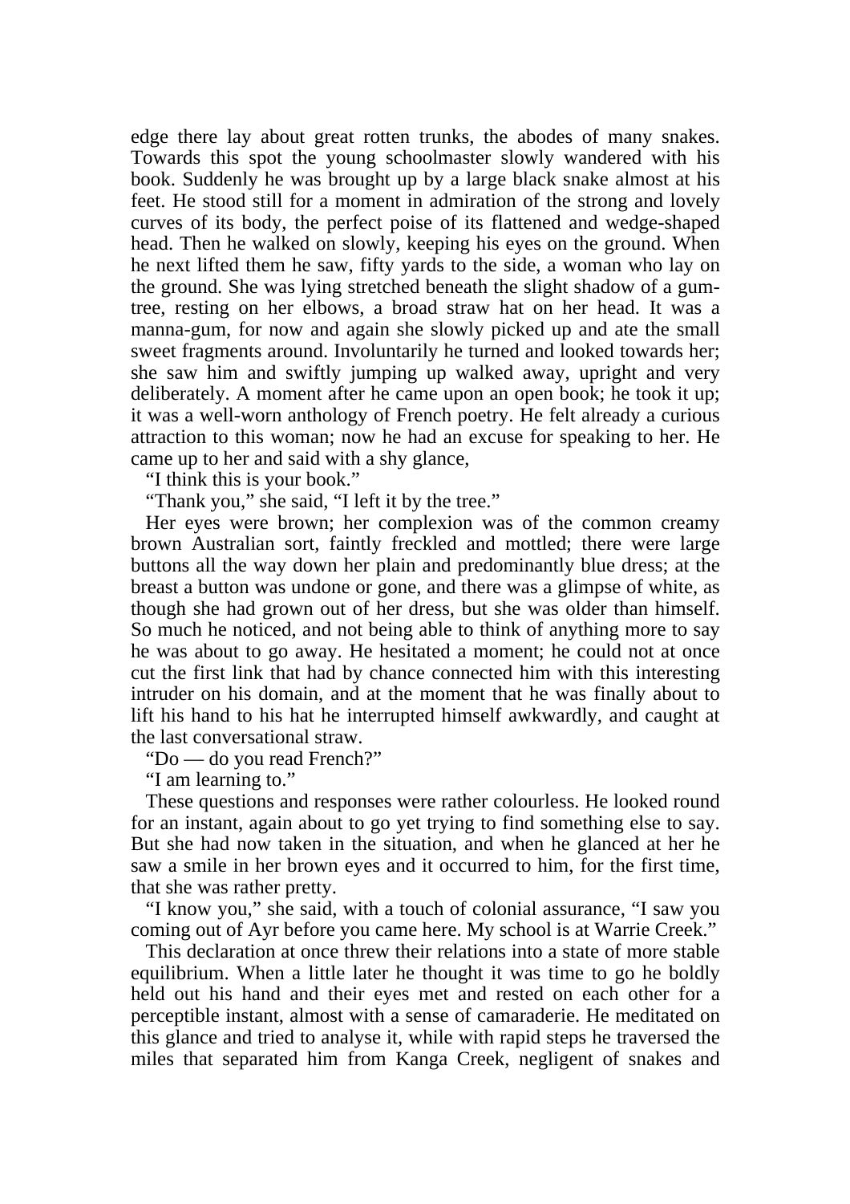edge there lay about great rotten trunks, the abodes of many snakes. Towards this spot the young schoolmaster slowly wandered with his book. Suddenly he was brought up by a large black snake almost at his feet. He stood still for a moment in admiration of the strong and lovely curves of its body, the perfect poise of its flattened and wedge-shaped head. Then he walked on slowly, keeping his eyes on the ground. When he next lifted them he saw, fifty yards to the side, a woman who lay on the ground. She was lying stretched beneath the slight shadow of a gum-tree, resting on her elbows, a broad straw hat on her head. It was a manna-gum, for now and again she slowly picked up and ate the small sweet fragments around. Involuntarily he turned and looked towards her; she saw him and swiftly jumping up walked away, upright and very deliberately. A moment after he came upon an open book; he took it up; it was a well-worn anthology of French poetry. He felt already a curious attraction to this woman; now he had an excuse for speaking to her. He came up to her and said with a shy glance,

"I think this is your book."

"Thank you," she said, "I left it by the tree."

Her eyes were brown; her complexion was of the common creamy brown Australian sort, faintly freckled and mottled; there were large buttons all the way down her plain and predominantly blue dress; at the breast a button was undone or gone, and there was a glimpse of white, as though she had grown out of her dress, but she was older than himself. So much he noticed, and not being able to think of anything more to say he was about to go away. He hesitated a moment; he could not at once cut the first link that had by chance connected him with this interesting intruder on his domain, and at the moment that he was finally about to lift his hand to his hat he interrupted himself awkwardly, and caught at the last conversational straw.

"Do — do you read French?"

"I am learning to."

These questions and responses were rather colourless. He looked round for an instant, again about to go yet trying to find something else to say. But she had now taken in the situation, and when he glanced at her he saw a smile in her brown eyes and it occurred to him, for the first time, that she was rather pretty.

"I know you," she said, with a touch of colonial assurance, "I saw you coming out of Ayr before you came here. My school is at Warrie Creek."

This declaration at once threw their relations into a state of more stable equilibrium. When a little later he thought it was time to go he boldly held out his hand and their eyes met and rested on each other for a perceptible instant, almost with a sense of camaraderie. He meditated on this glance and tried to analyse it, while with rapid steps he traversed the miles that separated him from Kanga Creek, negligent of snakes and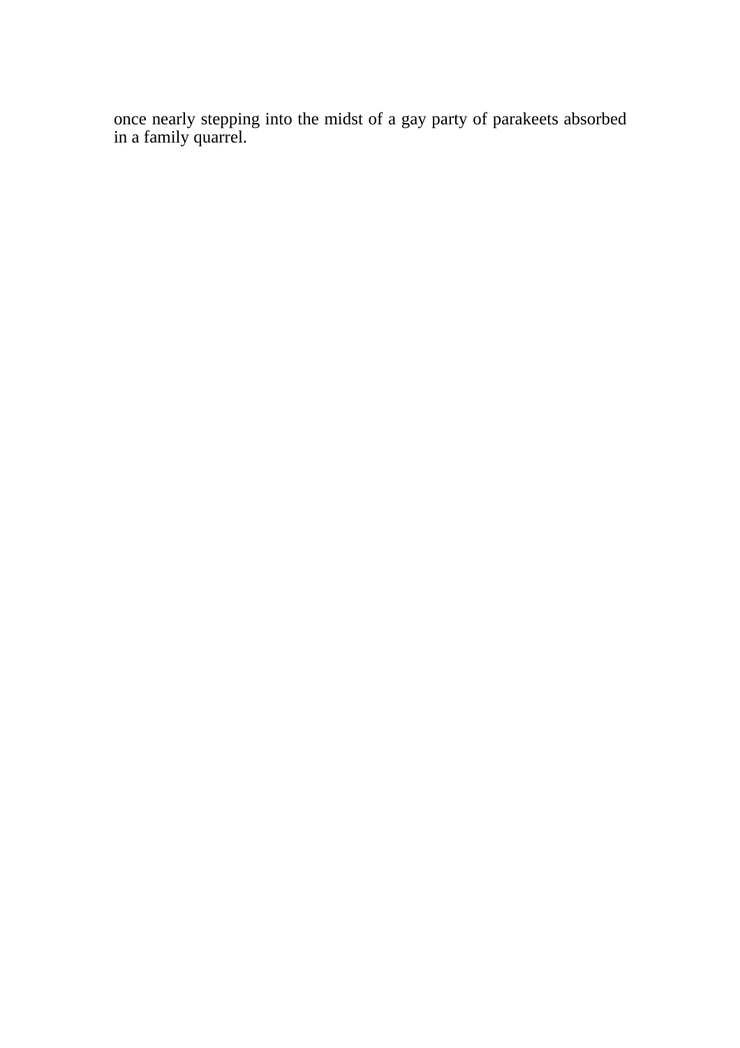once nearly stepping into the midst of a gay party of parakeets absorbed in a family quarrel.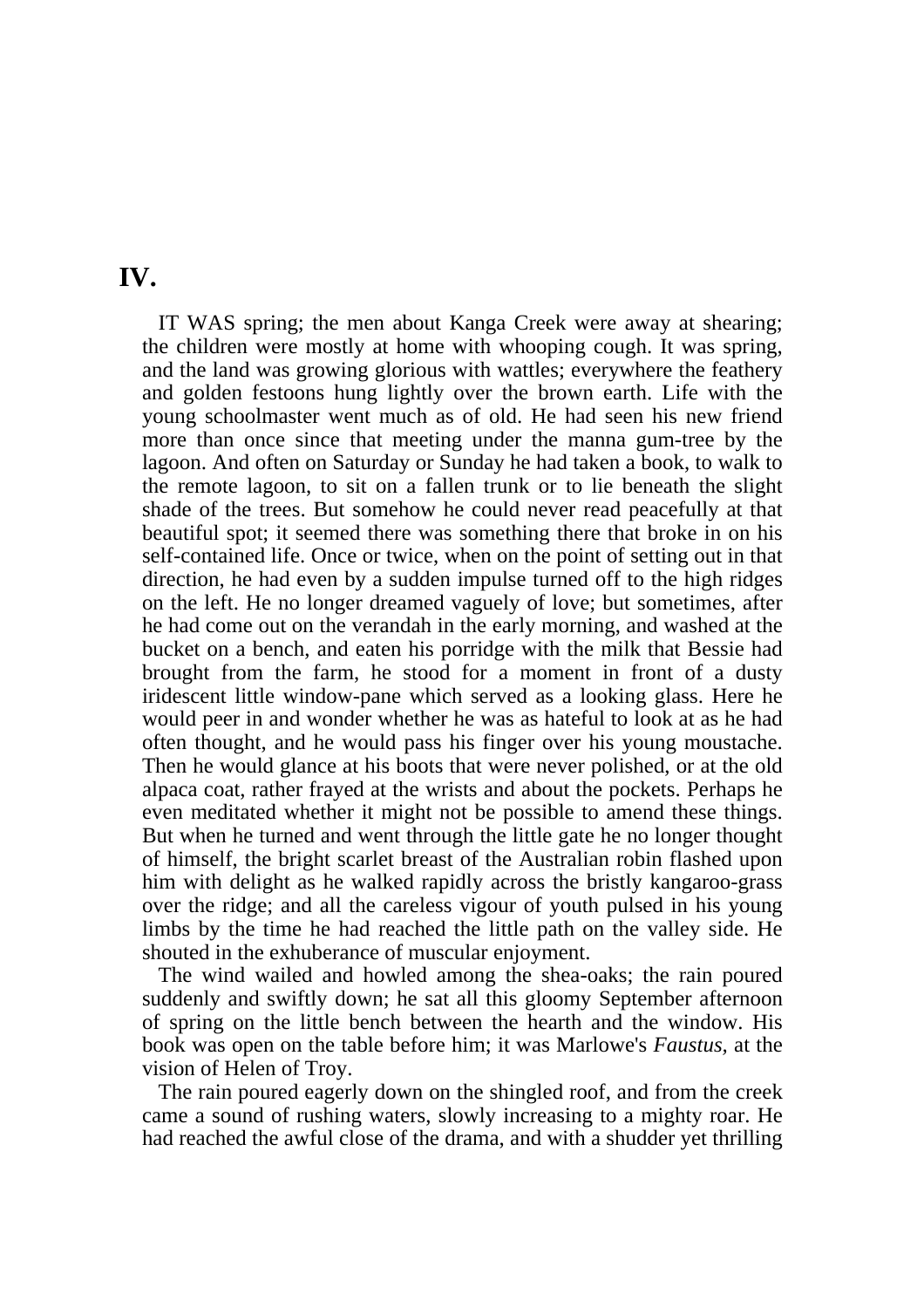## IV.

IT WAS spring; the men about Kanga Creek were away at shearing; the children were mostly at home with whooping cough. It was spring, and the land was growing glorious with wattles; everywhere the feathery and golden festoons hung lightly over the brown earth. Life with the young schoolmaster went much as of old. He had seen his new friend more than once since that meeting under the manna gum-tree by the lagoon. And often on Saturday or Sunday he had taken a book, to walk to the remote lagoon, to sit on a fallen trunk or to lie beneath the slight shade of the trees. But somehow he could never read peacefully at that beautiful spot; it seemed there was something there that broke in on his self-contained life. Once or twice, when on the point of setting out in that direction, he had even by a sudden impulse turned off to the high ridges on the left. He no longer dreamed vaguely of love; but sometimes, after he had come out on the verandah in the early morning, and washed at the bucket on a bench, and eaten his porridge with the milk that Bessie had brought from the farm, he stood for a moment in front of a dusty iridescent little window-pane which served as a looking glass. Here he would peer in and wonder whether he was as hateful to look at as he had often thought, and he would pass his finger over his young moustache. Then he would glance at his boots that were never polished, or at the old alpaca coat, rather frayed at the wrists and about the pockets. Perhaps he even meditated whether it might not be possible to amend these things. But when he turned and went through the little gate he no longer thought of himself, the bright scarlet breast of the Australian robin flashed upon him with delight as he walked rapidly across the bristly kangaroo-grass over the ridge; and all the careless vigour of youth pulsed in his young limbs by the time he had reached the little path on the valley side. He shouted in the exhuberance of muscular enjoyment.

The wind wailed and howled among the shea-oaks; the rain poured suddenly and swiftly down; he sat all this gloomy September afternoon of spring on the little bench between the hearth and the window. His book was open on the table before him; it was Marlowe's *Faustus,* at the vision of Helen of Troy.

The rain poured eagerly down on the shingled roof, and from the creek came a sound of rushing waters, slowly increasing to a mighty roar. He had reached the awful close of the drama, and with a shudder yet thrilling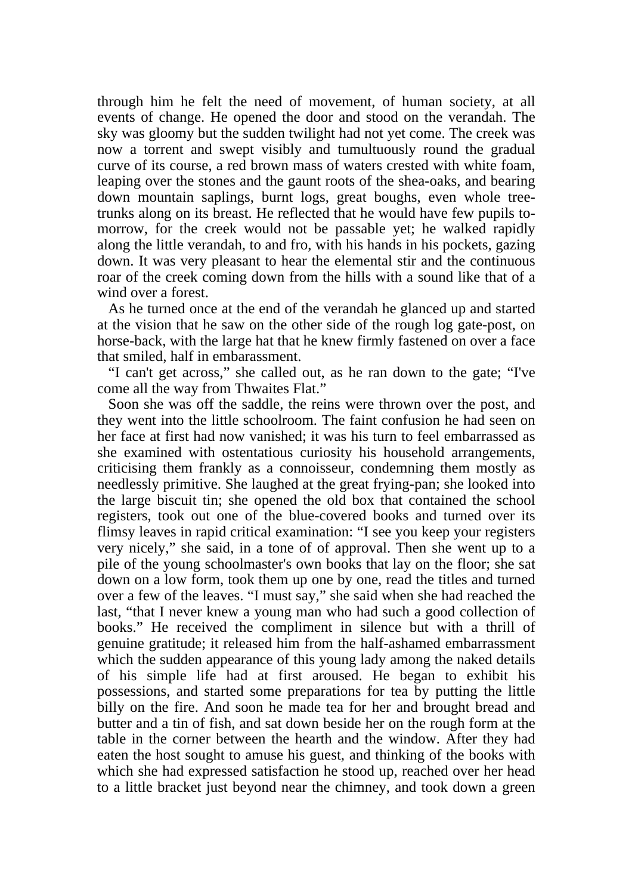through him he felt the need of movement, of human society, at all events of change. He opened the door and stood on the verandah. The sky was gloomy but the sudden twilight had not yet come. The creek was now a torrent and swept visibly and tumultuously round the gradual curve of its course, a red brown mass of waters crested with white foam, leaping over the stones and the gaunt roots of the shea-oaks, and bearing down mountain saplings, burnt logs, great boughs, even whole tree-trunks along on its breast. He reflected that he would have few pupils to-morrow, for the creek would not be passable yet; he walked rapidly along the little verandah, to and fro, with his hands in his pockets, gazing down. It was very pleasant to hear the elemental stir and the continuous roar of the creek coming down from the hills with a sound like that of a wind over a forest.

As he turned once at the end of the verandah he glanced up and started at the vision that he saw on the other side of the rough log gate-post, on horse-back, with the large hat that he knew firmly fastened on over a face that smiled, half in embarassment.

"I can't get across," she called out, as he ran down to the gate; "I've come all the way from Thwaites Flat."

Soon she was off the saddle, the reins were thrown over the post, and they went into the little schoolroom. The faint confusion he had seen on her face at first had now vanished; it was his turn to feel embarrassed as she examined with ostentatious curiosity his household arrangements, criticising them frankly as a connoisseur, condemning them mostly as needlessly primitive. She laughed at the great frying-pan; she looked into the large biscuit tin; she opened the old box that contained the school registers, took out one of the blue-covered books and turned over its flimsy leaves in rapid critical examination: "I see you keep your registers very nicely," she said, in a tone of of approval. Then she went up to a pile of the young schoolmaster's own books that lay on the floor; she sat down on a low form, took them up one by one, read the titles and turned over a few of the leaves. "I must say," she said when she had reached the last, "that I never knew a young man who had such a good collection of books." He received the compliment in silence but with a thrill of genuine gratitude; it released him from the half-ashamed embarrassment which the sudden appearance of this young lady among the naked details of his simple life had at first aroused. He began to exhibit his possessions, and started some preparations for tea by putting the little billy on the fire. And soon he made tea for her and brought bread and butter and a tin of fish, and sat down beside her on the rough form at the table in the corner between the hearth and the window. After they had eaten the host sought to amuse his guest, and thinking of the books with which she had expressed satisfaction he stood up, reached over her head to a little bracket just beyond near the chimney, and took down a green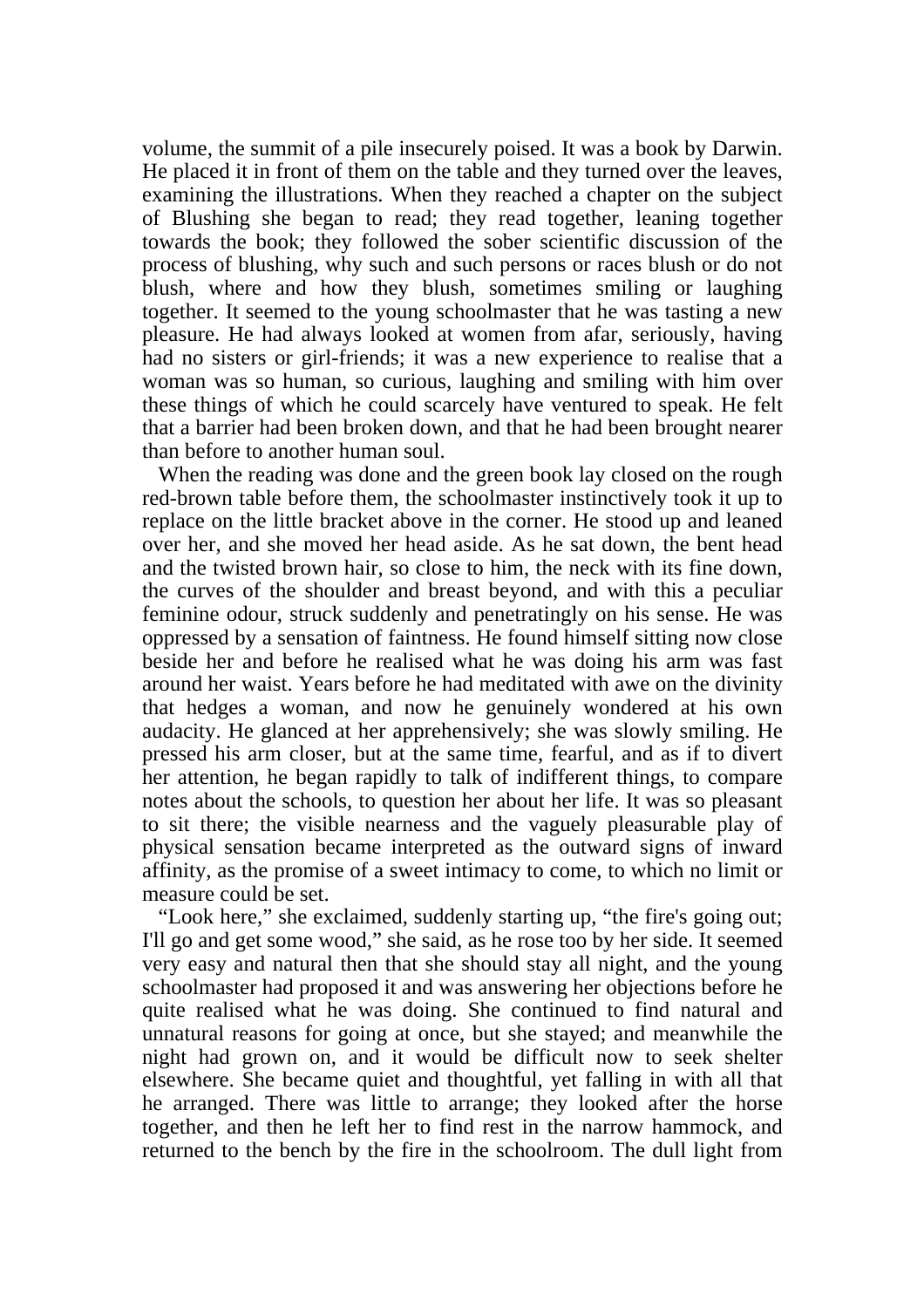volume, the summit of a pile insecurely poised. It was a book by Darwin. He placed it in front of them on the table and they turned over the leaves, examining the illustrations. When they reached a chapter on the subject of Blushing she began to read; they read together, leaning together towards the book; they followed the sober scientific discussion of the process of blushing, why such and such persons or races blush or do not blush, where and how they blush, sometimes smiling or laughing together. It seemed to the young schoolmaster that he was tasting a new pleasure. He had always looked at women from afar, seriously, having had no sisters or girl-friends; it was a new experience to realise that a woman was so human, so curious, laughing and smiling with him over these things of which he could scarcely have ventured to speak. He felt that a barrier had been broken down, and that he had been brought nearer than before to another human soul.

When the reading was done and the green book lay closed on the rough red-brown table before them, the schoolmaster instinctively took it up to replace on the little bracket above in the corner. He stood up and leaned over her, and she moved her head aside. As he sat down, the bent head and the twisted brown hair, so close to him, the neck with its fine down, the curves of the shoulder and breast beyond, and with this a peculiar feminine odour, struck suddenly and penetratingly on his sense. He was oppressed by a sensation of faintness. He found himself sitting now close beside her and before he realised what he was doing his arm was fast around her waist. Years before he had meditated with awe on the divinity that hedges a woman, and now he genuinely wondered at his own audacity. He glanced at her apprehensively; she was slowly smiling. He pressed his arm closer, but at the same time, fearful, and as if to divert her attention, he began rapidly to talk of indifferent things, to compare notes about the schools, to question her about her life. It was so pleasant to sit there; the visible nearness and the vaguely pleasurable play of physical sensation became interpreted as the outward signs of inward affinity, as the promise of a sweet intimacy to come, to which no limit or measure could be set.

"Look here," she exclaimed, suddenly starting up, "the fire's going out; I'll go and get some wood," she said, as he rose too by her side. It seemed very easy and natural then that she should stay all night, and the young schoolmaster had proposed it and was answering her objections before he quite realised what he was doing. She continued to find natural and unnatural reasons for going at once, but she stayed; and meanwhile the night had grown on, and it would be difficult now to seek shelter elsewhere. She became quiet and thoughtful, yet falling in with all that he arranged. There was little to arrange; they looked after the horse together, and then he left her to find rest in the narrow hammock, and returned to the bench by the fire in the schoolroom. The dull light from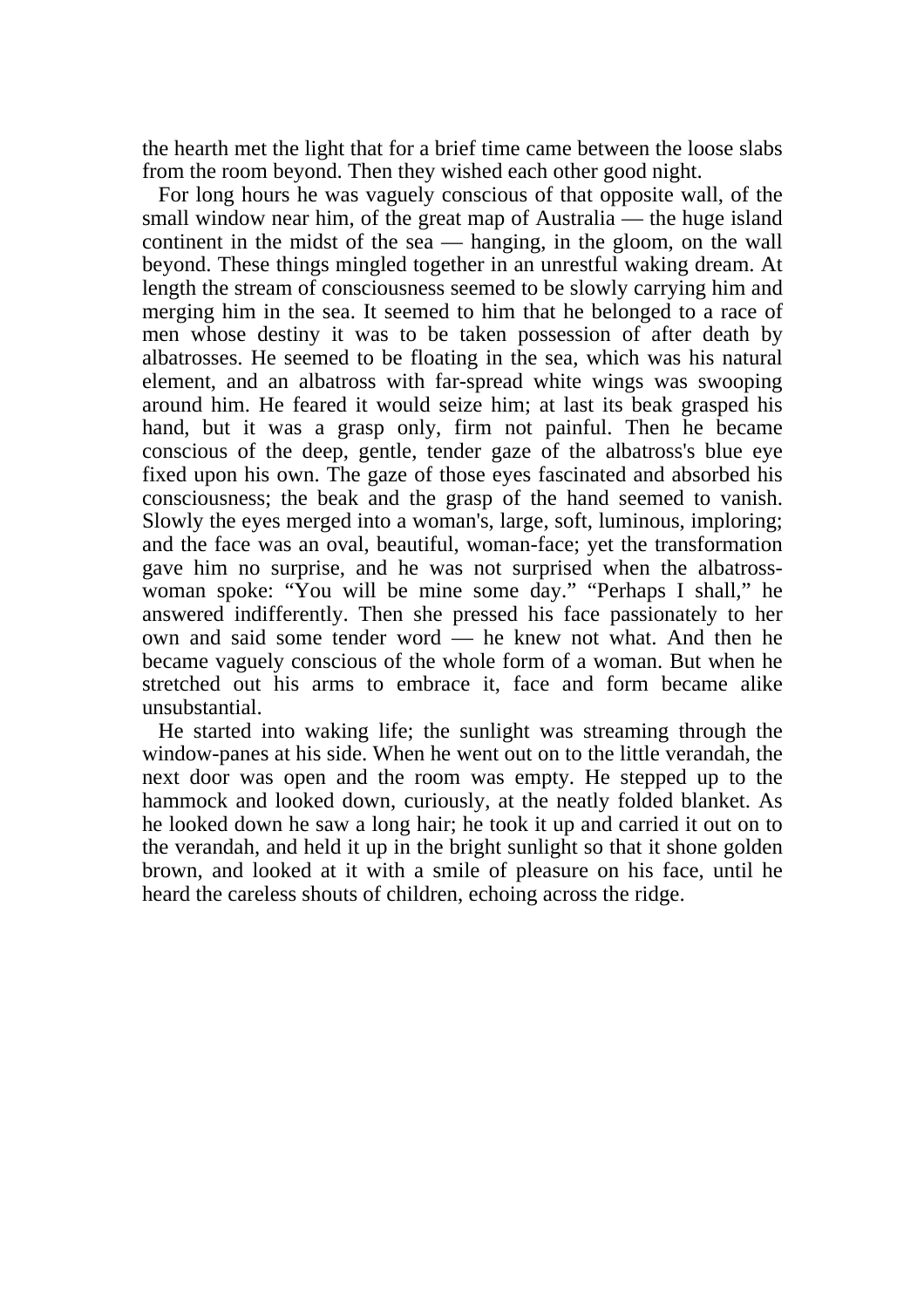the hearth met the light that for a brief time came between the loose slabs from the room beyond. Then they wished each other good night.

For long hours he was vaguely conscious of that opposite wall, of the small window near him, of the great map of Australia — the huge island continent in the midst of the sea — hanging, in the gloom, on the wall beyond. These things mingled together in an unrestful waking dream. At length the stream of consciousness seemed to be slowly carrying him and merging him in the sea. It seemed to him that he belonged to a race of men whose destiny it was to be taken possession of after death by albatrosses. He seemed to be floating in the sea, which was his natural element, and an albatross with far-spread white wings was swooping around him. He feared it would seize him; at last its beak grasped his hand, but it was a grasp only, firm not painful. Then he became conscious of the deep, gentle, tender gaze of the albatross's blue eye fixed upon his own. The gaze of those eyes fascinated and absorbed his consciousness; the beak and the grasp of the hand seemed to vanish. Slowly the eyes merged into a woman's, large, soft, luminous, imploring; and the face was an oval, beautiful, woman-face; yet the transformation gave him no surprise, and he was not surprised when the albatross-woman spoke: "You will be mine some day." "Perhaps I shall," he answered indifferently. Then she pressed his face passionately to her own and said some tender word — he knew not what. And then he became vaguely conscious of the whole form of a woman. But when he stretched out his arms to embrace it, face and form became alike unsubstantial.

He started into waking life; the sunlight was streaming through the window-panes at his side. When he went out on to the little verandah, the next door was open and the room was empty. He stepped up to the hammock and looked down, curiously, at the neatly folded blanket. As he looked down he saw a long hair; he took it up and carried it out on to the verandah, and held it up in the bright sunlight so that it shone golden brown, and looked at it with a smile of pleasure on his face, until he heard the careless shouts of children, echoing across the ridge.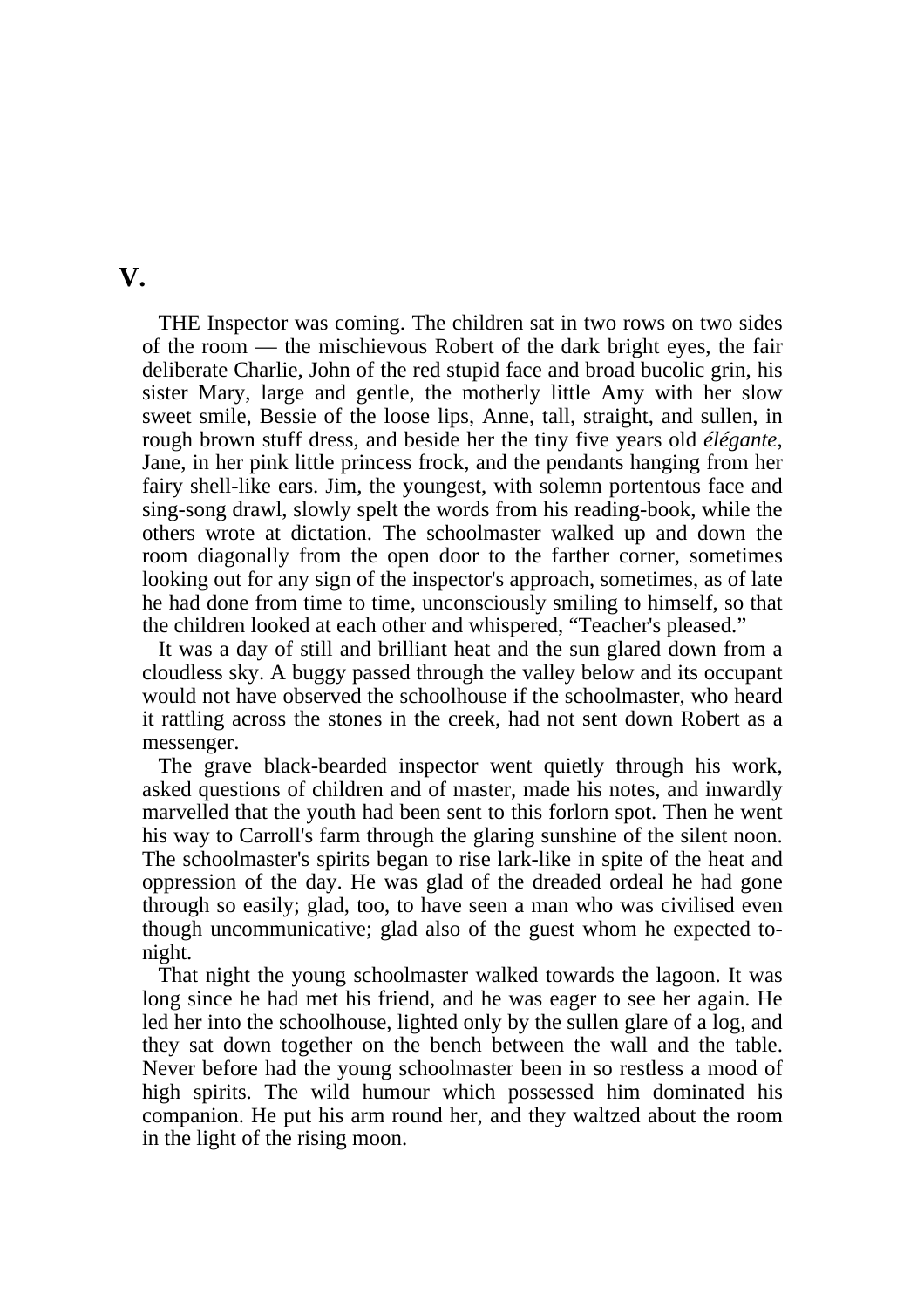# V.

THE Inspector was coming. The children sat in two rows on two sides of the room — the mischievous Robert of the dark bright eyes, the fair deliberate Charlie, John of the red stupid face and broad bucolic grin, his sister Mary, large and gentle, the motherly little Amy with her slow sweet smile, Bessie of the loose lips, Anne, tall, straight, and sullen, in rough brown stuff dress, and beside her the tiny five years old *élégante*, Jane, in her pink little princess frock, and the pendants hanging from her fairy shell-like ears. Jim, the youngest, with solemn portentous face and sing-song drawl, slowly spelt the words from his reading-book, while the others wrote at dictation. The schoolmaster walked up and down the room diagonally from the open door to the farther corner, sometimes looking out for any sign of the inspector's approach, sometimes, as of late he had done from time to time, unconsciously smiling to himself, so that the children looked at each other and whispered, "Teacher's pleased."

It was a day of still and brilliant heat and the sun glared down from a cloudless sky. A buggy passed through the valley below and its occupant would not have observed the schoolhouse if the schoolmaster, who heard it rattling across the stones in the creek, had not sent down Robert as a messenger.

The grave black-bearded inspector went quietly through his work, asked questions of children and of master, made his notes, and inwardly marvelled that the youth had been sent to this forlorn spot. Then he went his way to Carroll's farm through the glaring sunshine of the silent noon. The schoolmaster's spirits began to rise lark-like in spite of the heat and oppression of the day. He was glad of the dreaded ordeal he had gone through so easily; glad, too, to have seen a man who was civilised even though uncommunicative; glad also of the guest whom he expected to-night.

That night the young schoolmaster walked towards the lagoon. It was long since he had met his friend, and he was eager to see her again. He led her into the schoolhouse, lighted only by the sullen glare of a log, and they sat down together on the bench between the wall and the table. Never before had the young schoolmaster been in so restless a mood of high spirits. The wild humour which possessed him dominated his companion. He put his arm round her, and they waltzed about the room in the light of the rising moon.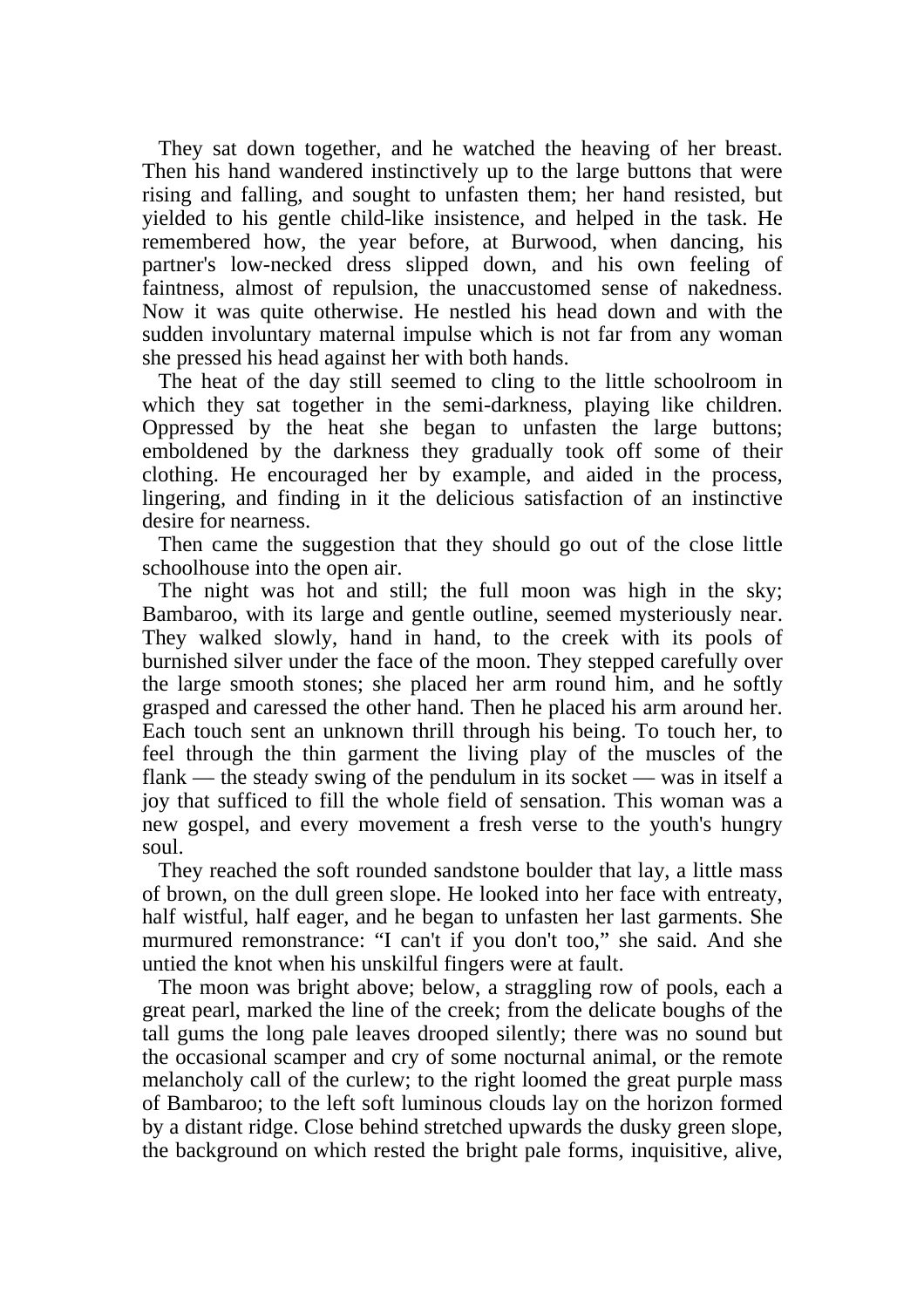They sat down together, and he watched the heaving of her breast. Then his hand wandered instinctively up to the large buttons that were rising and falling, and sought to unfasten them; her hand resisted, but yielded to his gentle child-like insistence, and helped in the task. He remembered how, the year before, at Burwood, when dancing, his partner's low-necked dress slipped down, and his own feeling of faintness, almost of repulsion, the unaccustomed sense of nakedness. Now it was quite otherwise. He nestled his head down and with the sudden involuntary maternal impulse which is not far from any woman she pressed his head against her with both hands.

The heat of the day still seemed to cling to the little schoolroom in which they sat together in the semi-darkness, playing like children. Oppressed by the heat she began to unfasten the large buttons; emboldened by the darkness they gradually took off some of their clothing. He encouraged her by example, and aided in the process, lingering, and finding in it the delicious satisfaction of an instinctive desire for nearness.

Then came the suggestion that they should go out of the close little schoolhouse into the open air.

The night was hot and still; the full moon was high in the sky; Bambaroo, with its large and gentle outline, seemed mysteriously near. They walked slowly, hand in hand, to the creek with its pools of burnished silver under the face of the moon. They stepped carefully over the large smooth stones; she placed her arm round him, and he softly grasped and caressed the other hand. Then he placed his arm around her. Each touch sent an unknown thrill through his being. To touch her, to feel through the thin garment the living play of the muscles of the flank — the steady swing of the pendulum in its socket — was in itself a joy that sufficed to fill the whole field of sensation. This woman was a new gospel, and every movement a fresh verse to the youth's hungry soul.

They reached the soft rounded sandstone boulder that lay, a little mass of brown, on the dull green slope. He looked into her face with entreaty, half wistful, half eager, and he began to unfasten her last garments. She murmured remonstrance: "I can't if you don't too," she said. And she untied the knot when his unskilful fingers were at fault.

The moon was bright above; below, a straggling row of pools, each a great pearl, marked the line of the creek; from the delicate boughs of the tall gums the long pale leaves drooped silently; there was no sound but the occasional scamper and cry of some nocturnal animal, or the remote melancholy call of the curlew; to the right loomed the great purple mass of Bambaroo; to the left soft luminous clouds lay on the horizon formed by a distant ridge. Close behind stretched upwards the dusky green slope, the background on which rested the bright pale forms, inquisitive, alive,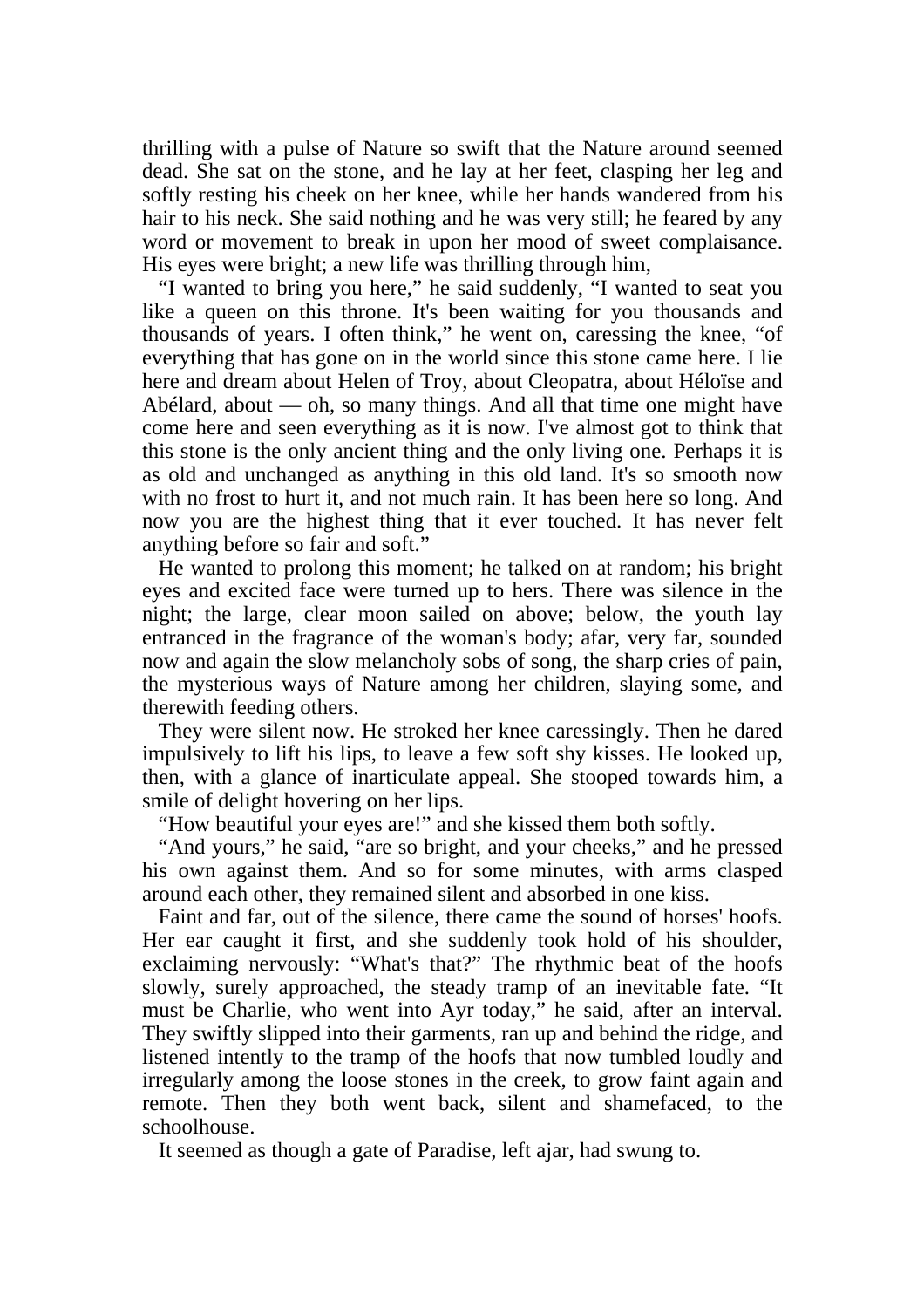thrilling with a pulse of Nature so swift that the Nature around seemed dead. She sat on the stone, and he lay at her feet, clasping her leg and softly resting his cheek on her knee, while her hands wandered from his hair to his neck. She said nothing and he was very still; he feared by any word or movement to break in upon her mood of sweet complaisance. His eyes were bright; a new life was thrilling through him,

"I wanted to bring you here," he said suddenly, "I wanted to seat you like a queen on this throne. It's been waiting for you thousands and thousands of years. I often think," he went on, caressing the knee, "of everything that has gone on in the world since this stone came here. I lie here and dream about Helen of Troy, about Cleopatra, about Héloïse and Abélard, about — oh, so many things. And all that time one might have come here and seen everything as it is now. I've almost got to think that this stone is the only ancient thing and the only living one. Perhaps it is as old and unchanged as anything in this old land. It's so smooth now with no frost to hurt it, and not much rain. It has been here so long. And now you are the highest thing that it ever touched. It has never felt anything before so fair and soft."

He wanted to prolong this moment; he talked on at random; his bright eyes and excited face were turned up to hers. There was silence in the night; the large, clear moon sailed on above; below, the youth lay entranced in the fragrance of the woman's body; afar, very far, sounded now and again the slow melancholy sobs of song, the sharp cries of pain, the mysterious ways of Nature among her children, slaying some, and therewith feeding others.

They were silent now. He stroked her knee caressingly. Then he dared impulsively to lift his lips, to leave a few soft shy kisses. He looked up, then, with a glance of inarticulate appeal. She stooped towards him, a smile of delight hovering on her lips.

"How beautiful your eyes are!" and she kissed them both softly.

"And yours," he said, "are so bright, and your cheeks," and he pressed his own against them. And so for some minutes, with arms clasped around each other, they remained silent and absorbed in one kiss.

Faint and far, out of the silence, there came the sound of horses' hoofs. Her ear caught it first, and she suddenly took hold of his shoulder, exclaiming nervously: "What's that?" The rhythmic beat of the hoofs slowly, surely approached, the steady tramp of an inevitable fate. "It must be Charlie, who went into Ayr today," he said, after an interval. They swiftly slipped into their garments, ran up and behind the ridge, and listened intently to the tramp of the hoofs that now tumbled loudly and irregularly among the loose stones in the creek, to grow faint again and remote. Then they both went back, silent and shamefaced, to the schoolhouse.

It seemed as though a gate of Paradise, left ajar, had swung to.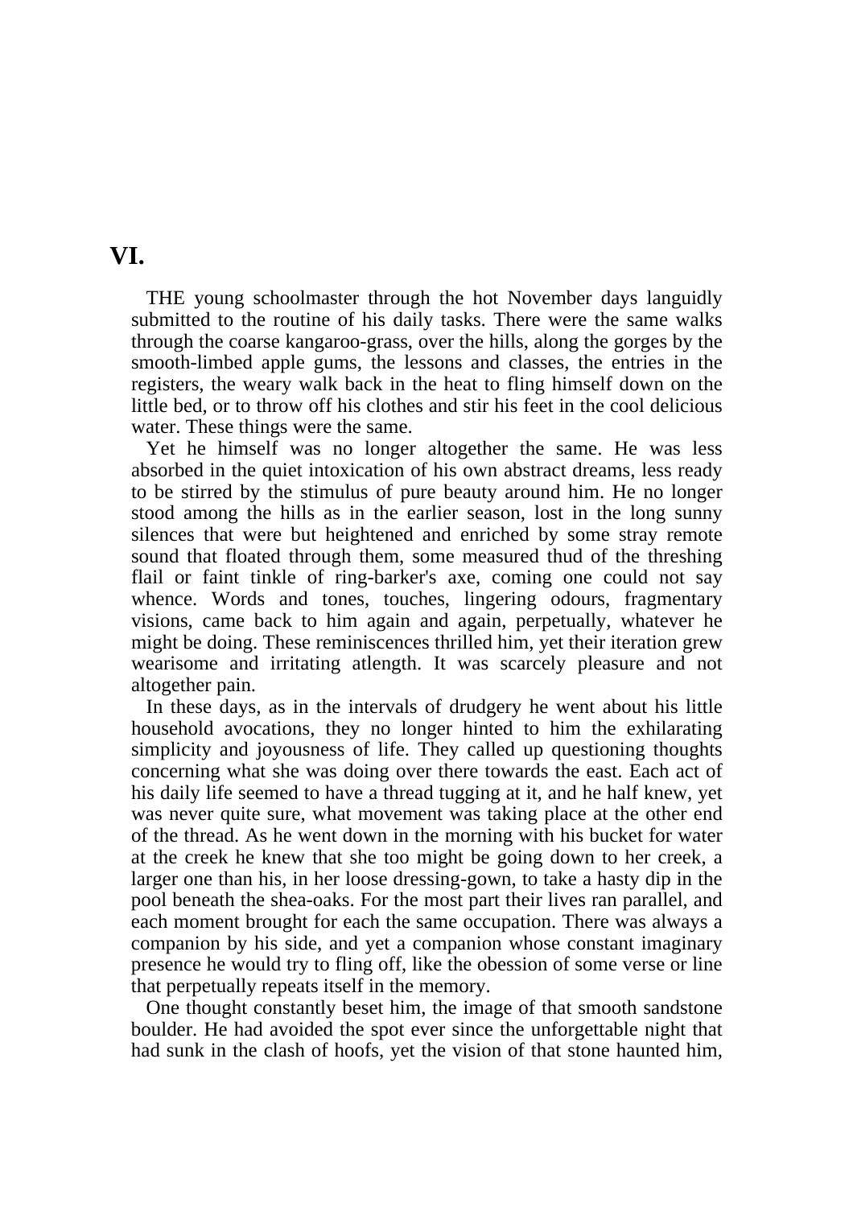## VI.

THE young schoolmaster through the hot November days languidly submitted to the routine of his daily tasks. There were the same walks through the coarse kangaroo-grass, over the hills, along the gorges by the smooth-limbed apple gums, the lessons and classes, the entries in the registers, the weary walk back in the heat to fling himself down on the little bed, or to throw off his clothes and stir his feet in the cool delicious water. These things were the same.

Yet he himself was no longer altogether the same. He was less absorbed in the quiet intoxication of his own abstract dreams, less ready to be stirred by the stimulus of pure beauty around him. He no longer stood among the hills as in the earlier season, lost in the long sunny silences that were but heightened and enriched by some stray remote sound that floated through them, some measured thud of the threshing flail or faint tinkle of ring-barker's axe, coming one could not say whence. Words and tones, touches, lingering odours, fragmentary visions, came back to him again and again, perpetually, whatever he might be doing. These reminiscences thrilled him, yet their iteration grew wearisome and irritating atlength. It was scarcely pleasure and not altogether pain.

In these days, as in the intervals of drudgery he went about his little household avocations, they no longer hinted to him the exhilarating simplicity and joyousness of life. They called up questioning thoughts concerning what she was doing over there towards the east. Each act of his daily life seemed to have a thread tugging at it, and he half knew, yet was never quite sure, what movement was taking place at the other end of the thread. As he went down in the morning with his bucket for water at the creek he knew that she too might be going down to her creek, a larger one than his, in her loose dressing-gown, to take a hasty dip in the pool beneath the shea-oaks. For the most part their lives ran parallel, and each moment brought for each the same occupation. There was always a companion by his side, and yet a companion whose constant imaginary presence he would try to fling off, like the obession of some verse or line that perpetually repeats itself in the memory.

One thought constantly beset him, the image of that smooth sandstone boulder. He had avoided the spot ever since the unforgettable night that had sunk in the clash of hoofs, yet the vision of that stone haunted him,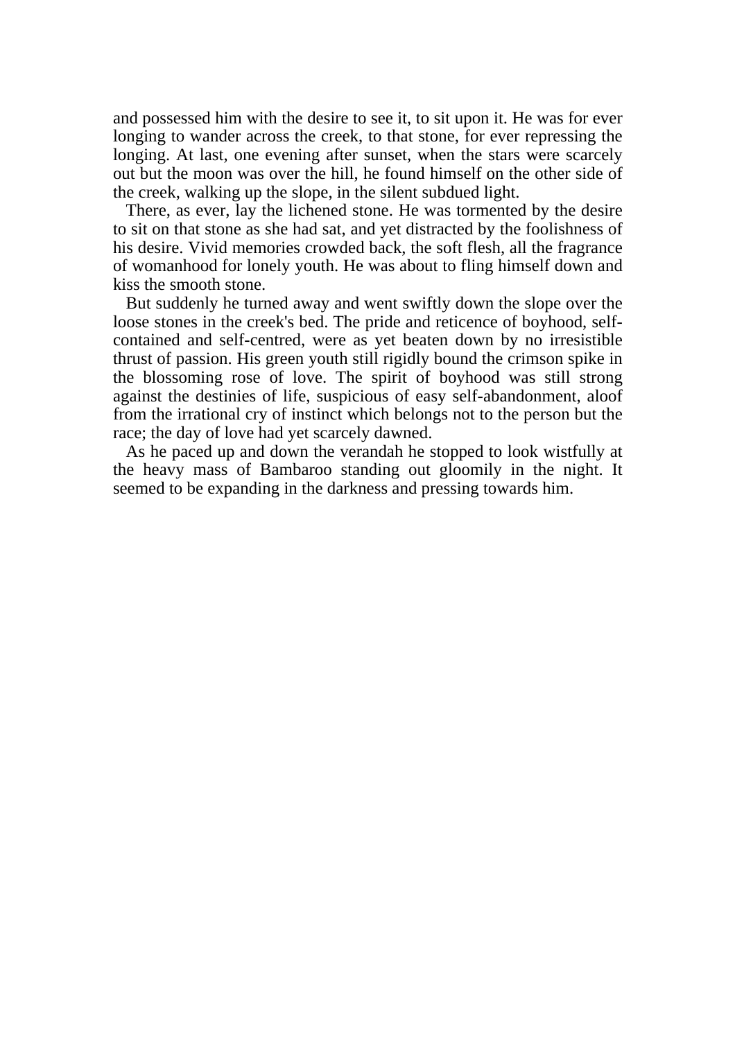and possessed him with the desire to see it, to sit upon it. He was for ever longing to wander across the creek, to that stone, for ever repressing the longing. At last, one evening after sunset, when the stars were scarcely out but the moon was over the hill, he found himself on the other side of the creek, walking up the slope, in the silent subdued light.

There, as ever, lay the lichened stone. He was tormented by the desire to sit on that stone as she had sat, and yet distracted by the foolishness of his desire. Vivid memories crowded back, the soft flesh, all the fragrance of womanhood for lonely youth. He was about to fling himself down and kiss the smooth stone.

But suddenly he turned away and went swiftly down the slope over the loose stones in the creek's bed. The pride and reticence of boyhood, self-contained and self-centred, were as yet beaten down by no irresistible thrust of passion. His green youth still rigidly bound the crimson spike in the blossoming rose of love. The spirit of boyhood was still strong against the destinies of life, suspicious of easy self-abandonment, aloof from the irrational cry of instinct which belongs not to the person but the race; the day of love had yet scarcely dawned.

As he paced up and down the verandah he stopped to look wistfully at the heavy mass of Bambaroo standing out gloomily in the night. It seemed to be expanding in the darkness and pressing towards him.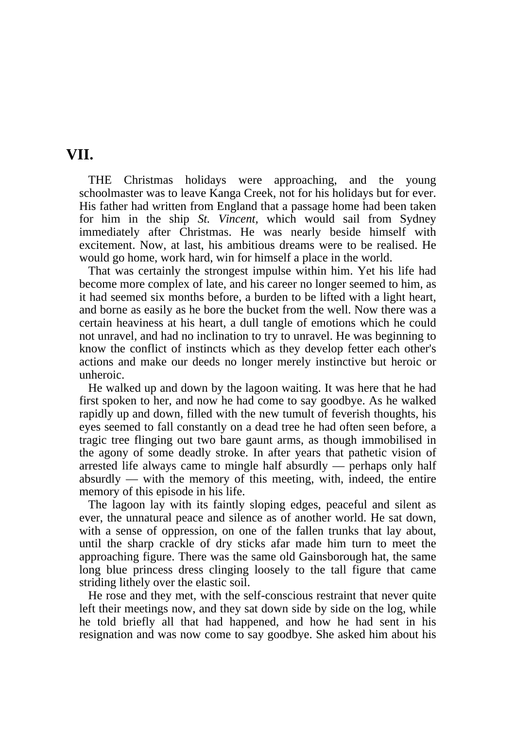## VII.

THE Christmas holidays were approaching, and the young schoolmaster was to leave Kanga Creek, not for his holidays but for ever. His father had written from England that a passage home had been taken for him in the ship *St. Vincent*, which would sail from Sydney immediately after Christmas. He was nearly beside himself with excitement. Now, at last, his ambitious dreams were to be realised. He would go home, work hard, win for himself a place in the world.

That was certainly the strongest impulse within him. Yet his life had become more complex of late, and his career no longer seemed to him, as it had seemed six months before, a burden to be lifted with a light heart, and borne as easily as he bore the bucket from the well. Now there was a certain heaviness at his heart, a dull tangle of emotions which he could not unravel, and had no inclination to try to unravel. He was beginning to know the conflict of instincts which as they develop fetter each other's actions and make our deeds no longer merely instinctive but heroic or unheroic.

He walked up and down by the lagoon waiting. It was here that he had first spoken to her, and now he had come to say goodbye. As he walked rapidly up and down, filled with the new tumult of feverish thoughts, his eyes seemed to fall constantly on a dead tree he had often seen before, a tragic tree flinging out two bare gaunt arms, as though immobilised in the agony of some deadly stroke. In after years that pathetic vision of arrested life always came to mingle half absurdly — perhaps only half absurdly — with the memory of this meeting, with, indeed, the entire memory of this episode in his life.

The lagoon lay with its faintly sloping edges, peaceful and silent as ever, the unnatural peace and silence as of another world. He sat down, with a sense of oppression, on one of the fallen trunks that lay about, until the sharp crackle of dry sticks afar made him turn to meet the approaching figure. There was the same old Gainsborough hat, the same long blue princess dress clinging loosely to the tall figure that came striding lithely over the elastic soil.

He rose and they met, with the self-conscious restraint that never quite left their meetings now, and they sat down side by side on the log, while he told briefly all that had happened, and how he had sent in his resignation and was now come to say goodbye. She asked him about his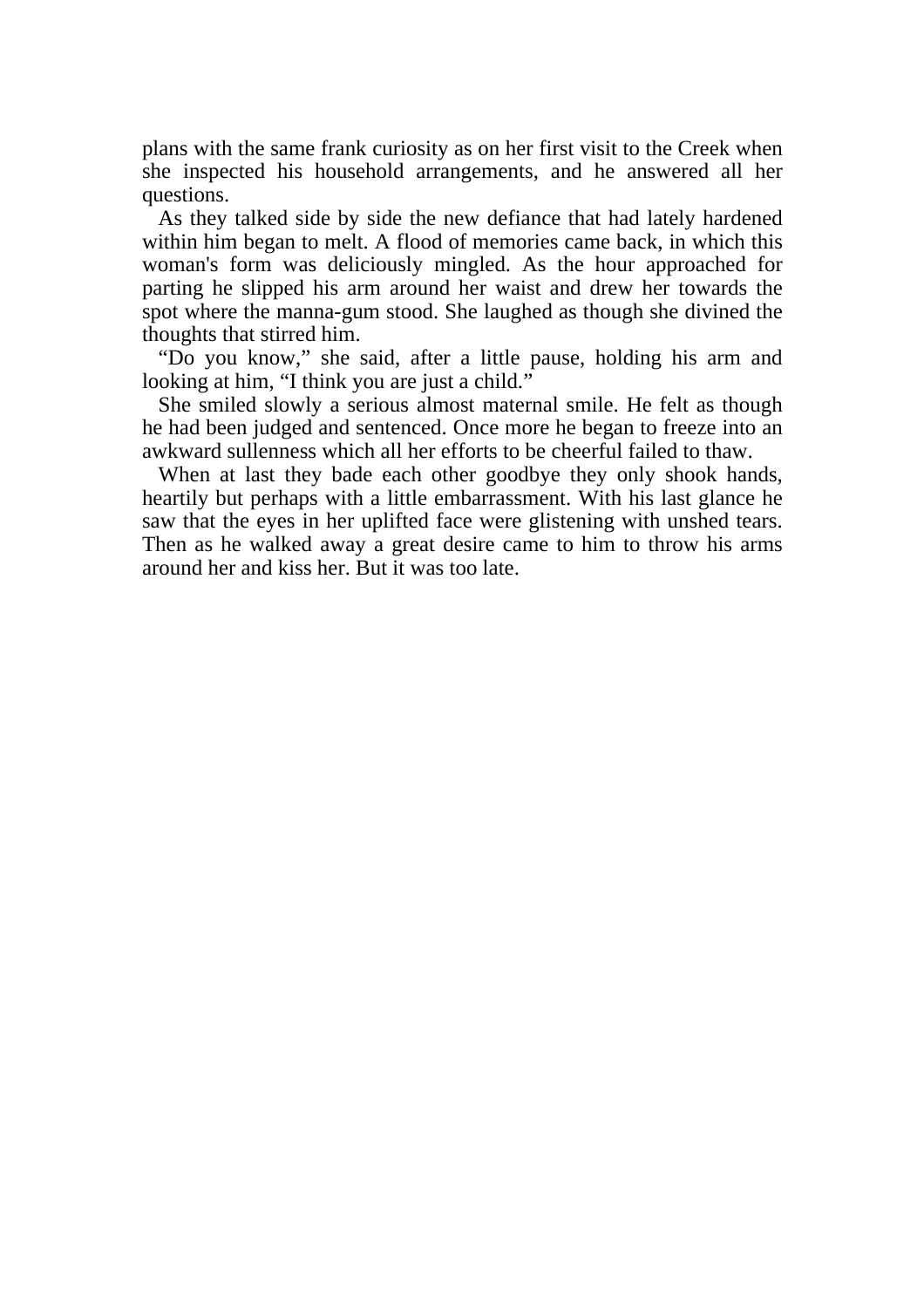plans with the same frank curiosity as on her first visit to the Creek when she inspected his household arrangements, and he answered all her questions.

As they talked side by side the new defiance that had lately hardened within him began to melt. A flood of memories came back, in which this woman's form was deliciously mingled. As the hour approached for parting he slipped his arm around her waist and drew her towards the spot where the manna-gum stood. She laughed as though she divined the thoughts that stirred him.

"Do you know," she said, after a little pause, holding his arm and looking at him, "I think you are just a child."

She smiled slowly a serious almost maternal smile. He felt as though he had been judged and sentenced. Once more he began to freeze into an awkward sullenness which all her efforts to be cheerful failed to thaw.

When at last they bade each other goodbye they only shook hands, heartily but perhaps with a little embarrassment. With his last glance he saw that the eyes in her uplifted face were glistening with unshed tears. Then as he walked away a great desire came to him to throw his arms around her and kiss her. But it was too late.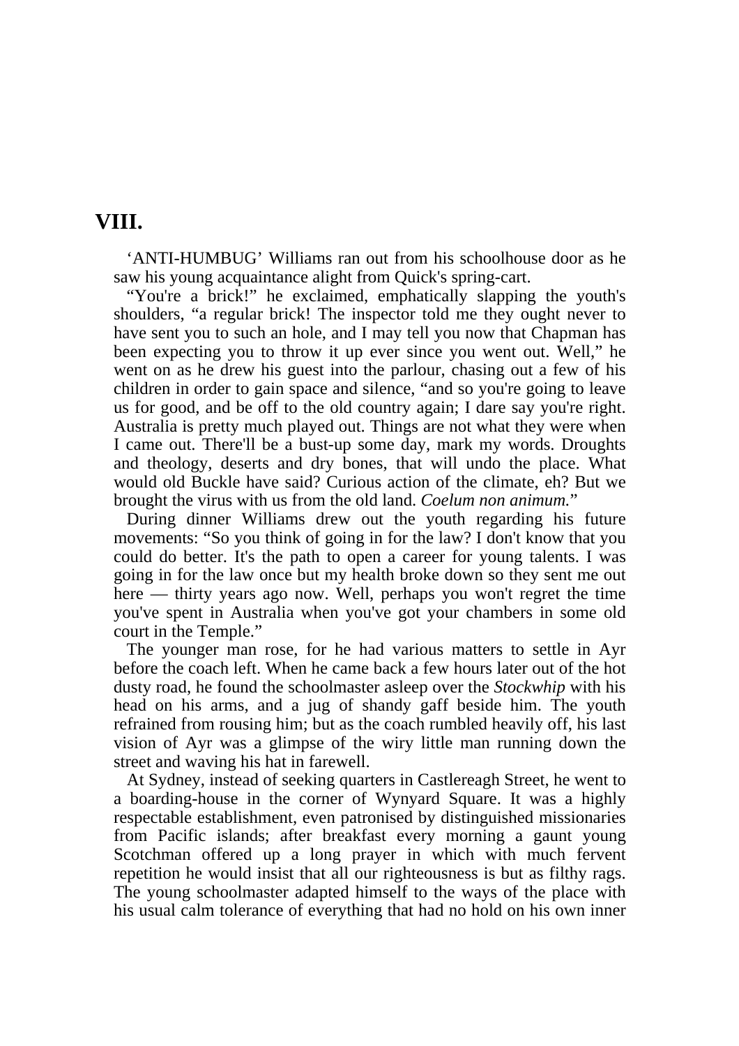# VIII.

'ANTI-HUMBUG' Williams ran out from his schoolhouse door as he saw his young acquaintance alight from Quick's spring-cart.

"You're a brick!" he exclaimed, emphatically slapping the youth's shoulders, "a regular brick! The inspector told me they ought never to have sent you to such an hole, and I may tell you now that Chapman has been expecting you to throw it up ever since you went out. Well," he went on as he drew his guest into the parlour, chasing out a few of his children in order to gain space and silence, "and so you're going to leave us for good, and be off to the old country again; I dare say you're right. Australia is pretty much played out. Things are not what they were when I came out. There'll be a bust-up some day, mark my words. Droughts and theology, deserts and dry bones, that will undo the place. What would old Buckle have said? Curious action of the climate, eh? But we brought the virus with us from the old land. *Coelum non animum.*"

During dinner Williams drew out the youth regarding his future movements: "So you think of going in for the law? I don't know that you could do better. It's the path to open a career for young talents. I was going in for the law once but my health broke down so they sent me out here — thirty years ago now. Well, perhaps you won't regret the time you've spent in Australia when you've got your chambers in some old court in the Temple."

The younger man rose, for he had various matters to settle in Ayr before the coach left. When he came back a few hours later out of the hot dusty road, he found the schoolmaster asleep over the *Stockwhip* with his head on his arms, and a jug of shandy gaff beside him. The youth refrained from rousing him; but as the coach rumbled heavily off, his last vision of Ayr was a glimpse of the wiry little man running down the street and waving his hat in farewell.

At Sydney, instead of seeking quarters in Castlereagh Street, he went to a boarding-house in the corner of Wynyard Square. It was a highly respectable establishment, even patronised by distinguished missionaries from Pacific islands; after breakfast every morning a gaunt young Scotchman offered up a long prayer in which with much fervent repetition he would insist that all our righteousness is but as filthy rags. The young schoolmaster adapted himself to the ways of the place with his usual calm tolerance of everything that had no hold on his own inner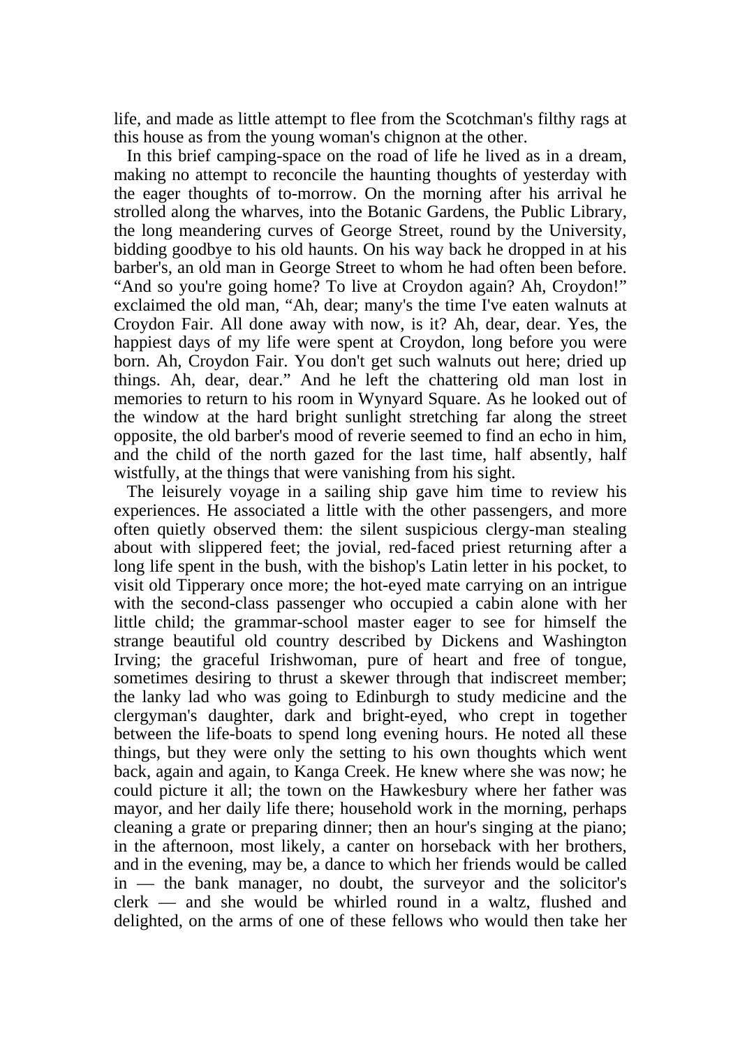life, and made as little attempt to flee from the Scotchman's filthy rags at this house as from the young woman's chignon at the other.

In this brief camping-space on the road of life he lived as in a dream, making no attempt to reconcile the haunting thoughts of yesterday with the eager thoughts of to-morrow. On the morning after his arrival he strolled along the wharves, into the Botanic Gardens, the Public Library, the long meandering curves of George Street, round by the University, bidding goodbye to his old haunts. On his way back he dropped in at his barber's, an old man in George Street to whom he had often been before. "And so you're going home? To live at Croydon again? Ah, Croydon!" exclaimed the old man, "Ah, dear; many's the time I've eaten walnuts at Croydon Fair. All done away with now, is it? Ah, dear, dear. Yes, the happiest days of my life were spent at Croydon, long before you were born. Ah, Croydon Fair. You don't get such walnuts out here; dried up things. Ah, dear, dear." And he left the chattering old man lost in memories to return to his room in Wynyard Square. As he looked out of the window at the hard bright sunlight stretching far along the street opposite, the old barber's mood of reverie seemed to find an echo in him, and the child of the north gazed for the last time, half absently, half wistfully, at the things that were vanishing from his sight.

The leisurely voyage in a sailing ship gave him time to review his experiences. He associated a little with the other passengers, and more often quietly observed them: the silent suspicious clergy-man stealing about with slippered feet; the jovial, red-faced priest returning after a long life spent in the bush, with the bishop's Latin letter in his pocket, to visit old Tipperary once more; the hot-eyed mate carrying on an intrigue with the second-class passenger who occupied a cabin alone with her little child; the grammar-school master eager to see for himself the strange beautiful old country described by Dickens and Washington Irving; the graceful Irishwoman, pure of heart and free of tongue, sometimes desiring to thrust a skewer through that indiscreet member; the lanky lad who was going to Edinburgh to study medicine and the clergyman's daughter, dark and bright-eyed, who crept in together between the life-boats to spend long evening hours. He noted all these things, but they were only the setting to his own thoughts which went back, again and again, to Kanga Creek. He knew where she was now; he could picture it all; the town on the Hawkesbury where her father was mayor, and her daily life there; household work in the morning, perhaps cleaning a grate or preparing dinner; then an hour's singing at the piano; in the afternoon, most likely, a canter on horseback with her brothers, and in the evening, may be, a dance to which her friends would be called in — the bank manager, no doubt, the surveyor and the solicitor's clerk — and she would be whirled round in a waltz, flushed and delighted, on the arms of one of these fellows who would then take her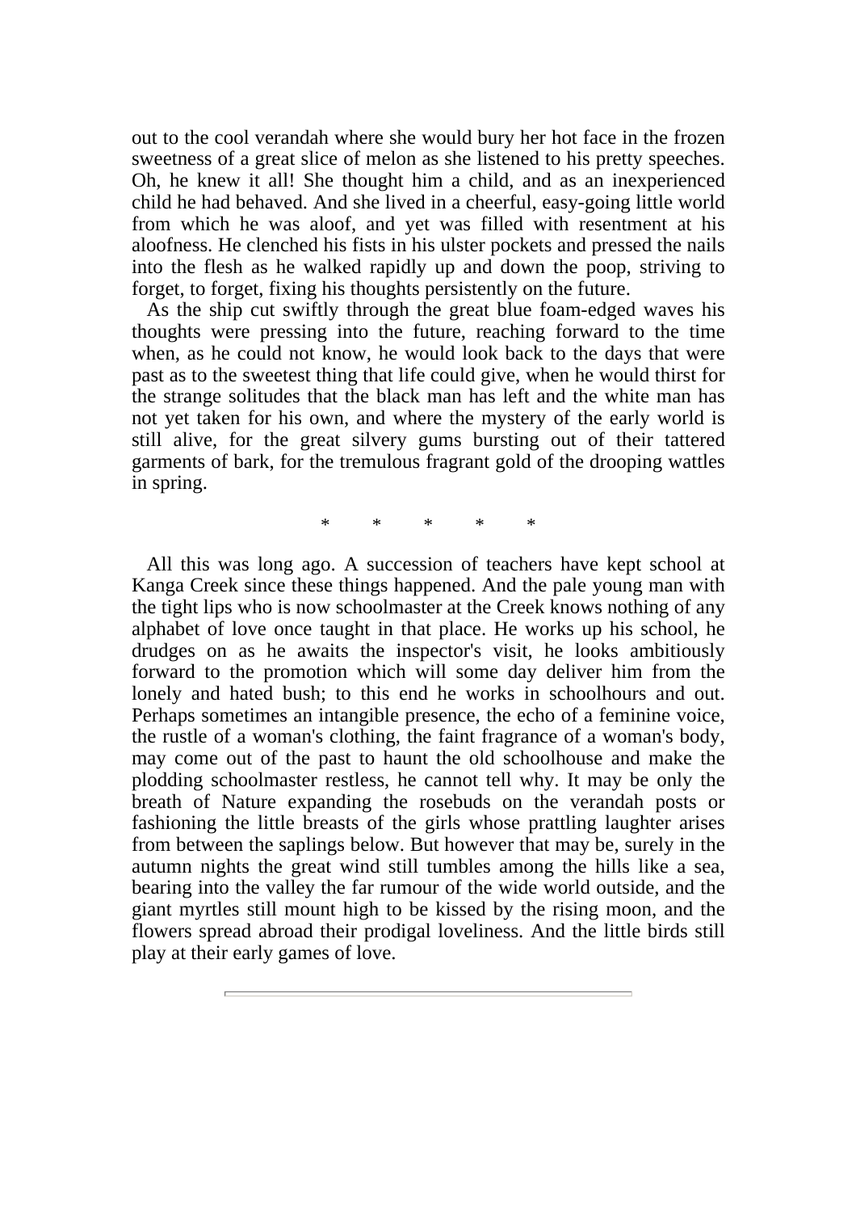out to the cool verandah where she would bury her hot face in the frozen sweetness of a great slice of melon as she listened to his pretty speeches. Oh, he knew it all! She thought him a child, and as an inexperienced child he had behaved. And she lived in a cheerful, easy-going little world from which he was aloof, and yet was filled with resentment at his aloofness. He clenched his fists in his ulster pockets and pressed the nails into the flesh as he walked rapidly up and down the poop, striving to forget, to forget, fixing his thoughts persistently on the future.

As the ship cut swiftly through the great blue foam-edged waves his thoughts were pressing into the future, reaching forward to the time when, as he could not know, he would look back to the days that were past as to the sweetest thing that life could give, when he would thirst for the strange solitudes that the black man has left and the white man has not yet taken for his own, and where the mystery of the early world is still alive, for the great silvery gums bursting out of their tattered garments of bark, for the tremulous fragrant gold of the drooping wattles in spring.

\*     \*     \*     \*     \*

All this was long ago. A succession of teachers have kept school at Kanga Creek since these things happened. And the pale young man with the tight lips who is now schoolmaster at the Creek knows nothing of any alphabet of love once taught in that place. He works up his school, he drudges on as he awaits the inspector's visit, he looks ambitiously forward to the promotion which will some day deliver him from the lonely and hated bush; to this end he works in schoolhours and out. Perhaps sometimes an intangible presence, the echo of a feminine voice, the rustle of a woman's clothing, the faint fragrance of a woman's body, may come out of the past to haunt the old schoolhouse and make the plodding schoolmaster restless, he cannot tell why. It may be only the breath of Nature expanding the rosebuds on the verandah posts or fashioning the little breasts of the girls whose prattling laughter arises from between the saplings below. But however that may be, surely in the autumn nights the great wind still tumbles among the hills like a sea, bearing into the valley the far rumour of the wide world outside, and the giant myrtles still mount high to be kissed by the rising moon, and the flowers spread abroad their prodigal loveliness. And the little birds still play at their early games of love.

---